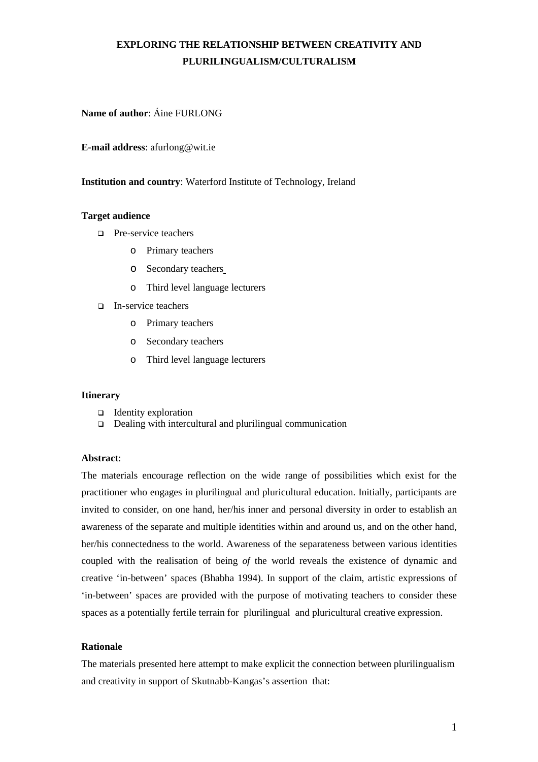# EXPLORING THE RELATIONSHIP BETWEEN CREATIVITY AND PLURILINGUALISM/CULTURALISM

**Name of author**: Áine FURLONG

**E-mail address**: afurlong@wit.ie

**Institution and country**: Waterford Institute of Technology, Ireland

**Target audience**

- Pre-service teachers
  - Primary teachers
  - Secondary teachers
  - Third level language lecturers
- In-service teachers
  - Primary teachers
  - Secondary teachers
  - Third level language lecturers

**Itinerary**

- Identity exploration
- Dealing with intercultural and plurilingual communication

**Abstract**:

The materials encourage reflection on the wide range of possibilities which exist for the practitioner who engages in plurilingual and pluricultural education. Initially, participants are invited to consider, on one hand, her/his inner and personal diversity in order to establish an awareness of the separate and multiple identities within and around us, and on the other hand, her/his connectedness to the world. Awareness of the separateness between various identities coupled with the realisation of being *of* the world reveals the existence of dynamic and creative 'in-between' spaces (Bhabha 1994). In support of the claim, artistic expressions of 'in-between' spaces are provided with the purpose of motivating teachers to consider these spaces as a potentially fertile terrain for plurilingual and pluricultural creative expression.

**Rationale**

The materials presented here attempt to make explicit the connection between plurilingualism and creativity in support of Skutnabb-Kangas's assertion that: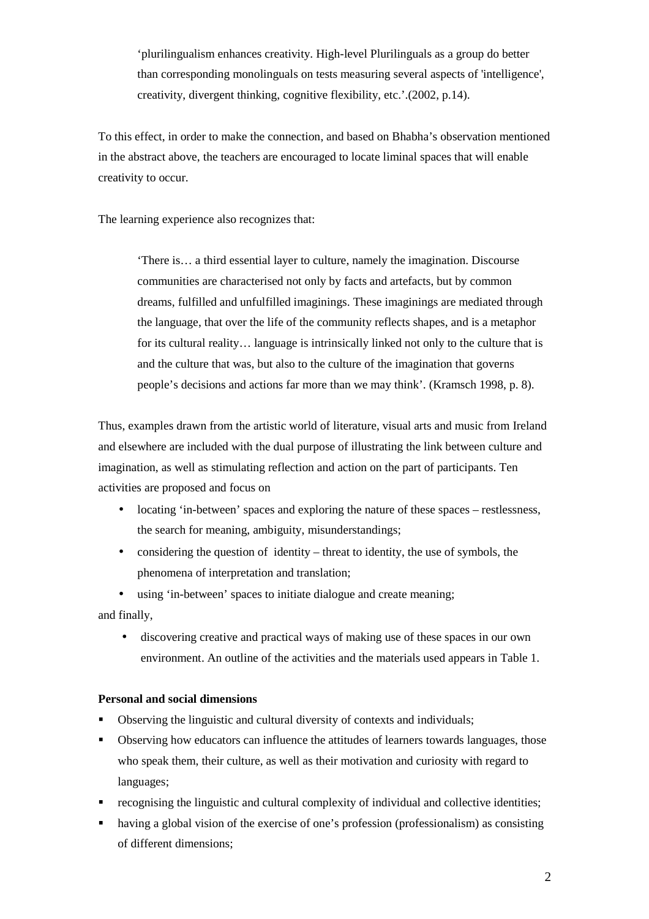> 'plurilingualism enhances creativity. High-level Plurilinguals as a group do better than corresponding monolinguals on tests measuring several aspects of 'intelligence', creativity, divergent thinking, cognitive flexibility, etc.'.(2002, p.14).

To this effect, in order to make the connection, and based on Bhabha's observation mentioned in the abstract above, the teachers are encouraged to locate liminal spaces that will enable creativity to occur.

The learning experience also recognizes that:

> 'There is… a third essential layer to culture, namely the imagination. Discourse communities are characterised not only by facts and artefacts, but by common dreams, fulfilled and unfulfilled imaginings. These imaginings are mediated through the language, that over the life of the community reflects shapes, and is a metaphor for its cultural reality… language is intrinsically linked not only to the culture that is and the culture that was, but also to the culture of the imagination that governs people's decisions and actions far more than we may think'. (Kramsch 1998, p. 8).

Thus, examples drawn from the artistic world of literature, visual arts and music from Ireland and elsewhere are included with the dual purpose of illustrating the link between culture and imagination, as well as stimulating reflection and action on the part of participants. Ten activities are proposed and focus on

- locating 'in-between' spaces and exploring the nature of these spaces – restlessness, the search for meaning, ambiguity, misunderstandings;
- considering the question of identity – threat to identity, the use of symbols, the phenomena of interpretation and translation;
- using 'in-between' spaces to initiate dialogue and create meaning;

and finally,

- discovering creative and practical ways of making use of these spaces in our own environment. An outline of the activities and the materials used appears in Table 1.

**Personal and social dimensions**

- Observing the linguistic and cultural diversity of contexts and individuals;
- Observing how educators can influence the attitudes of learners towards languages, those who speak them, their culture, as well as their motivation and curiosity with regard to languages;
- recognising the linguistic and cultural complexity of individual and collective identities;
- having a global vision of the exercise of one's profession (professionalism) as consisting of different dimensions;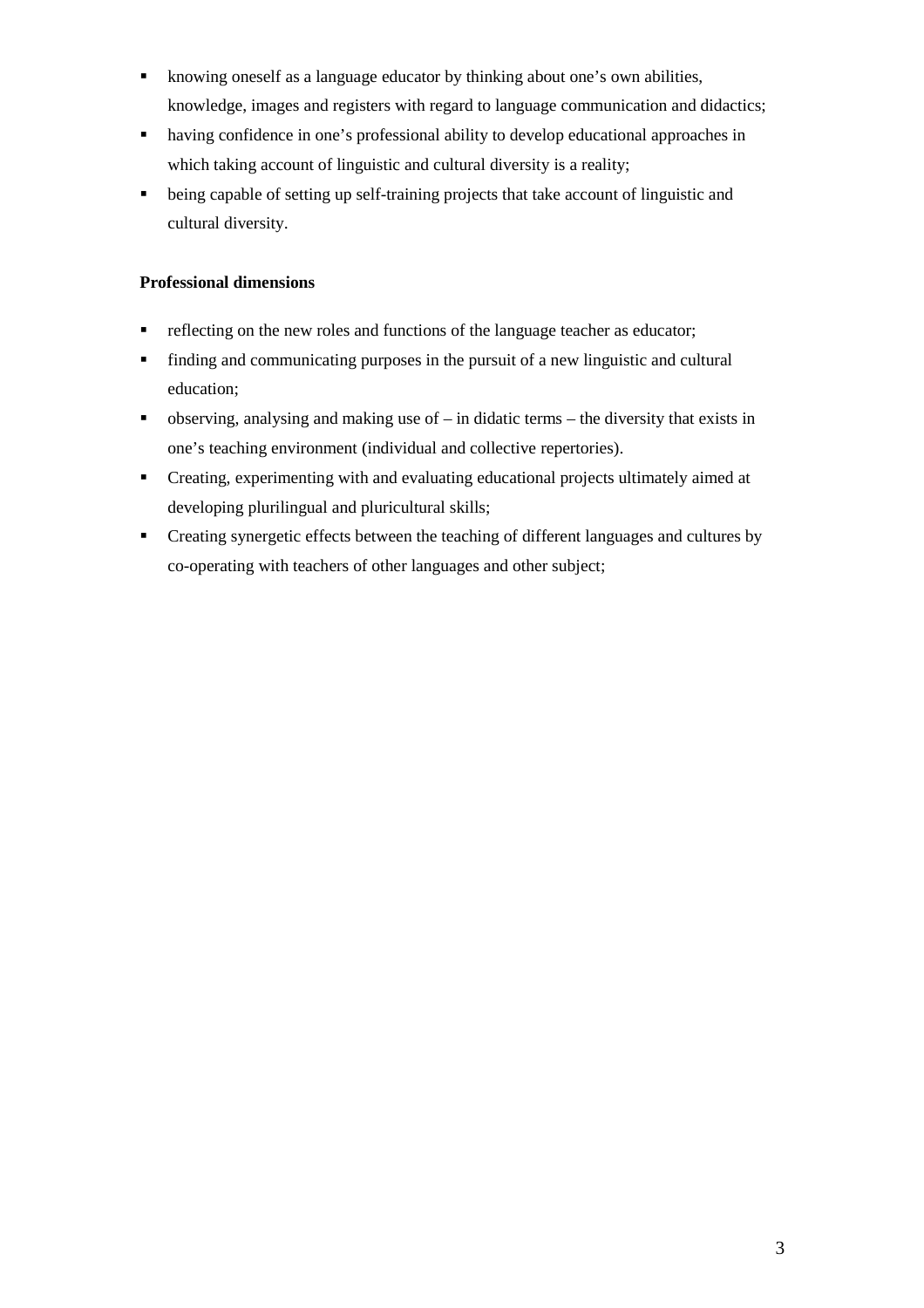- knowing oneself as a language educator by thinking about one's own abilities, knowledge, images and registers with regard to language communication and didactics;
- having confidence in one's professional ability to develop educational approaches in which taking account of linguistic and cultural diversity is a reality;
- being capable of setting up self-training projects that take account of linguistic and cultural diversity.

**Professional dimensions**

- reflecting on the new roles and functions of the language teacher as educator;
- finding and communicating purposes in the pursuit of a new linguistic and cultural education;
- observing, analysing and making use of – in didatic terms – the diversity that exists in one's teaching environment (individual and collective repertories).
- Creating, experimenting with and evaluating educational projects ultimately aimed at developing plurilingual and pluricultural skills;
- Creating synergetic effects between the teaching of different languages and cultures by co-operating with teachers of other languages and other subject;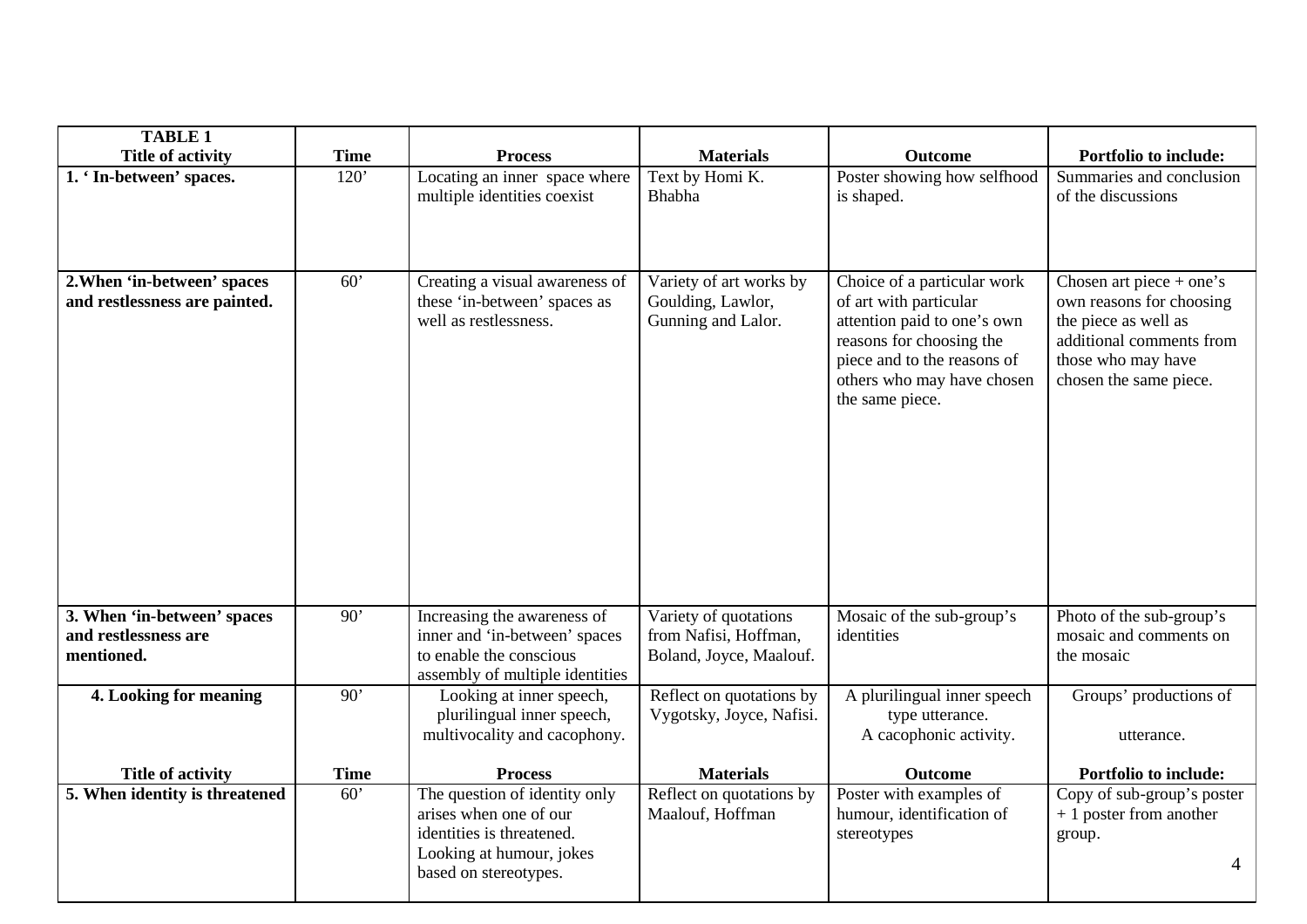| **TABLE 1**<br>**Title of activity** | **Time** | **Process** | **Materials** | **Outcome** | **Portfolio to include:** |
|---|---|---|---|---|---|
| **1. ' In-between' spaces.** | 120' | Locating an inner space where multiple identities coexist | Text by Homi K. Bhabha | Poster showing how selfhood is shaped. | Summaries and conclusion of the discussions |
| **2.When 'in-between' spaces and restlessness are painted.** | 60' | Creating a visual awareness of these 'in-between' spaces as well as restlessness. | Variety of art works by Goulding, Lawlor, Gunning and Lalor. | Choice of a particular work of art with particular attention paid to one's own reasons for choosing the piece and to the reasons of others who may have chosen the same piece. | Chosen art piece + one's own reasons for choosing the piece as well as additional comments from those who may have chosen the same piece. |
| **3. When 'in-between' spaces and restlessness are mentioned.** | 90' | Increasing the awareness of inner and 'in-between' spaces to enable the conscious assembly of multiple identities | Variety of quotations from Nafisi, Hoffman, Boland, Joyce, Maalouf. | Mosaic of the sub-group's identities | Photo of the sub-group's mosaic and comments on the mosaic |
| **4. Looking for meaning** | 90' | Looking at inner speech, plurilingual inner speech, multivocality and cacophony. | Reflect on quotations by Vygotsky, Joyce, Nafisi. | A plurilingual inner speech type utterance.<br>A cacophonic activity. | Groups' productions of utterance. |
| **Title of activity** | **Time** | **Process** | **Materials** | **Outcome** | **Portfolio to include:** |
| **5. When identity is threatened** | 60' | The question of identity only arises when one of our identities is threatened.<br>Looking at humour, jokes based on stereotypes. | Reflect on quotations by Maalouf, Hoffman | Poster with examples of humour, identification of stereotypes | Copy of sub-group's poster + 1 poster from another group. |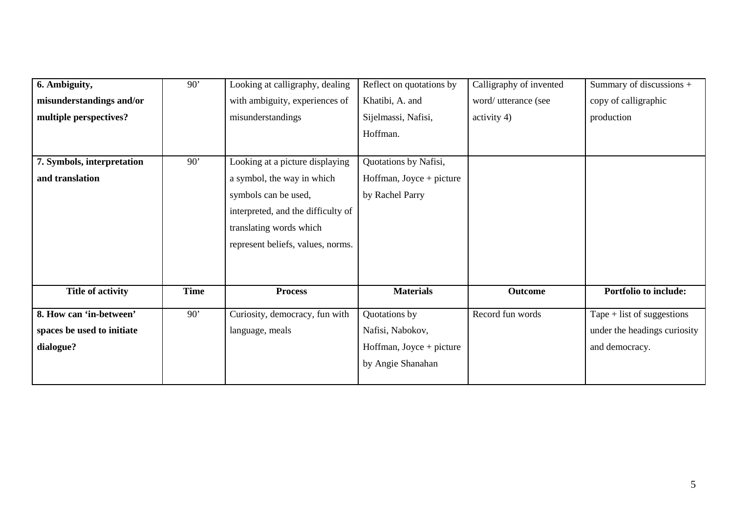| **6. Ambiguity, misunderstandings and/or multiple perspectives?** | 90’ | Looking at calligraphy, dealing with ambiguity, experiences of misunderstandings | Reflect on quotations by Khatibi, A. and Sijelmassi, Nafisi, Hoffman. | Calligraphy of invented word/ utterance (see activity 4) | Summary of discussions + copy of calligraphic production |
|---|---|---|---|---|---|
| **7. Symbols, interpretation and translation** | 90’ | Looking at a picture displaying a symbol, the way in which symbols can be used, interpreted, and the difficulty of translating words which represent beliefs, values, norms. | Quotations by Nafisi, Hoffman, Joyce + picture by Rachel Parry | | |
| **Title of activity** | **Time** | **Process** | **Materials** | **Outcome** | **Portfolio to include:** |
| **8. How can ‘in-between’ spaces be used to initiate dialogue?** | 90’ | Curiosity, democracy, fun with language, meals | Quotations by Nafisi, Nabokov, Hoffman, Joyce + picture by Angie Shanahan | Record fun words | Tape + list of suggestions under the headings curiosity and democracy. |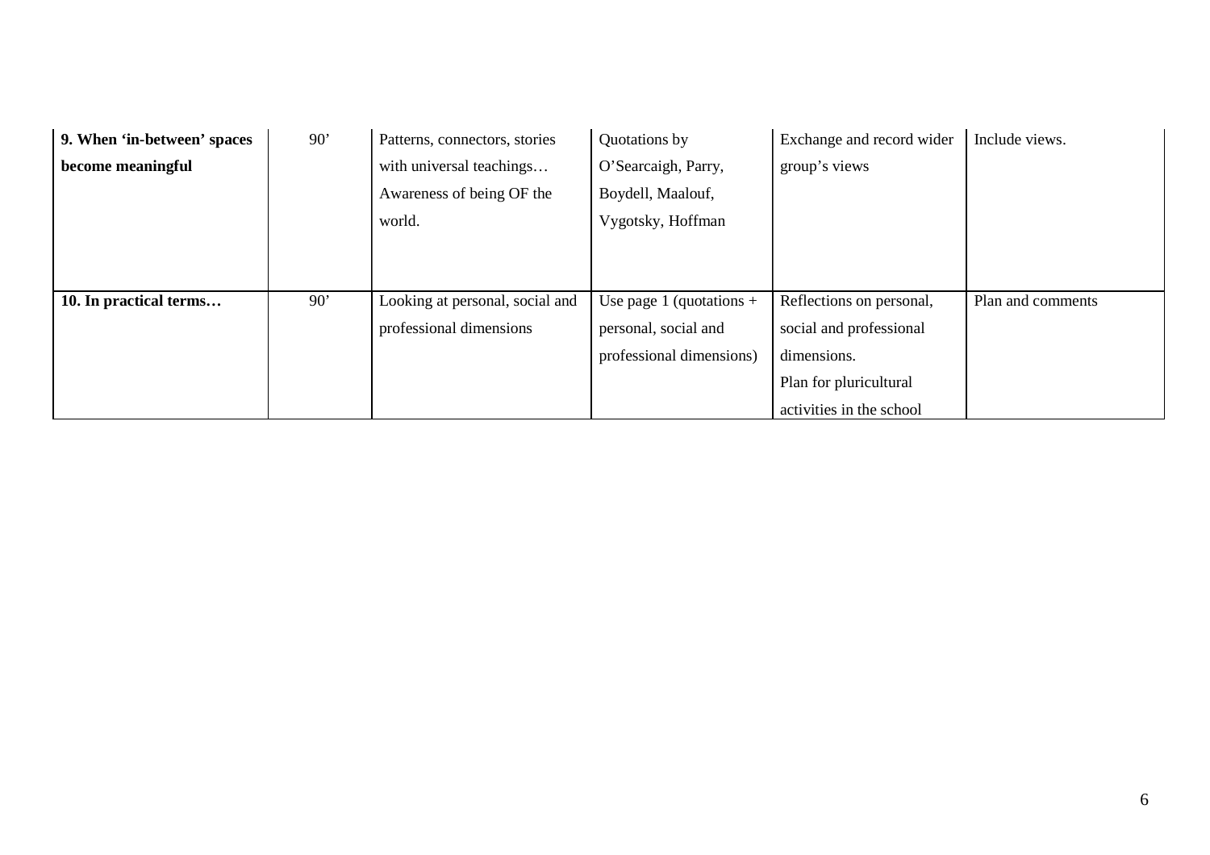| **9. When 'in-between' spaces become meaningful** | 90' | Patterns, connectors, stories with universal teachings… Awareness of being OF the world. | Quotations by O'Searcaigh, Parry, Boydell, Maalouf, Vygotsky, Hoffman | Exchange and record wider group's views | Include views. |
|---|---|---|---|---|---|
| **10. In practical terms…** | 90' | Looking at personal, social and professional dimensions | Use page 1 (quotations + personal, social and professional dimensions) | Reflections on personal, social and professional dimensions. Plan for pluricultural activities in the school | Plan and comments |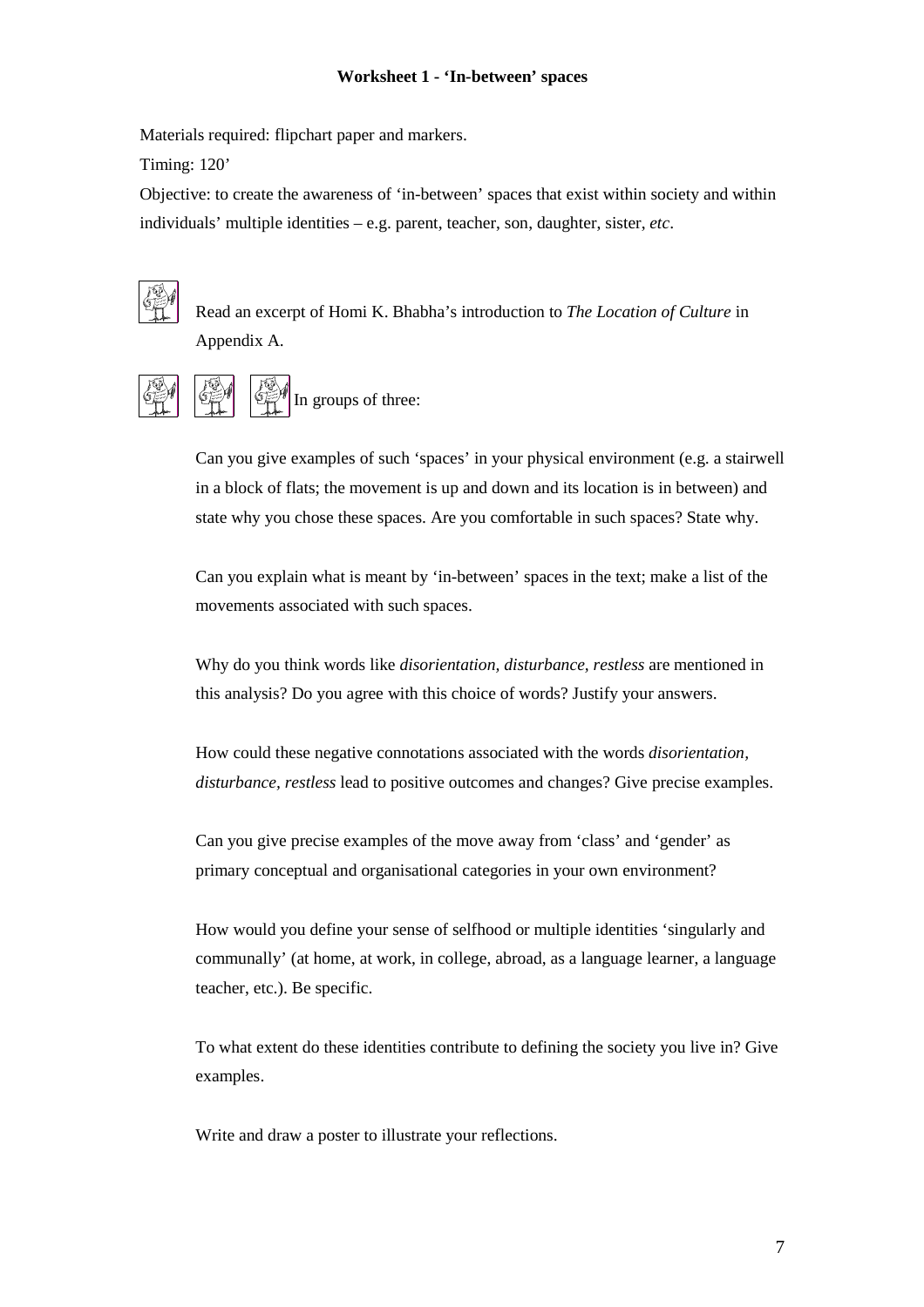**Worksheet 1 - 'In-between' spaces**

Materials required: flipchart paper and markers.

Timing: 120'

Objective: to create the awareness of 'in-between' spaces that exist within society and within individuals' multiple identities – e.g. parent, teacher, son, daughter, sister, *etc*.

Read an excerpt of Homi K. Bhabha's introduction to *The Location of Culture* in Appendix A.

In groups of three:

Can you give examples of such 'spaces' in your physical environment (e.g. a stairwell in a block of flats; the movement is up and down and its location is in between) and state why you chose these spaces. Are you comfortable in such spaces? State why.

Can you explain what is meant by 'in-between' spaces in the text; make a list of the movements associated with such spaces.

Why do you think words like *disorientation, disturbance, restless* are mentioned in this analysis? Do you agree with this choice of words? Justify your answers.

How could these negative connotations associated with the words *disorientation, disturbance, restless* lead to positive outcomes and changes? Give precise examples.

Can you give precise examples of the move away from 'class' and 'gender' as primary conceptual and organisational categories in your own environment?

How would you define your sense of selfhood or multiple identities 'singularly and communally' (at home, at work, in college, abroad, as a language learner, a language teacher, etc.). Be specific.

To what extent do these identities contribute to defining the society you live in? Give examples.

Write and draw a poster to illustrate your reflections.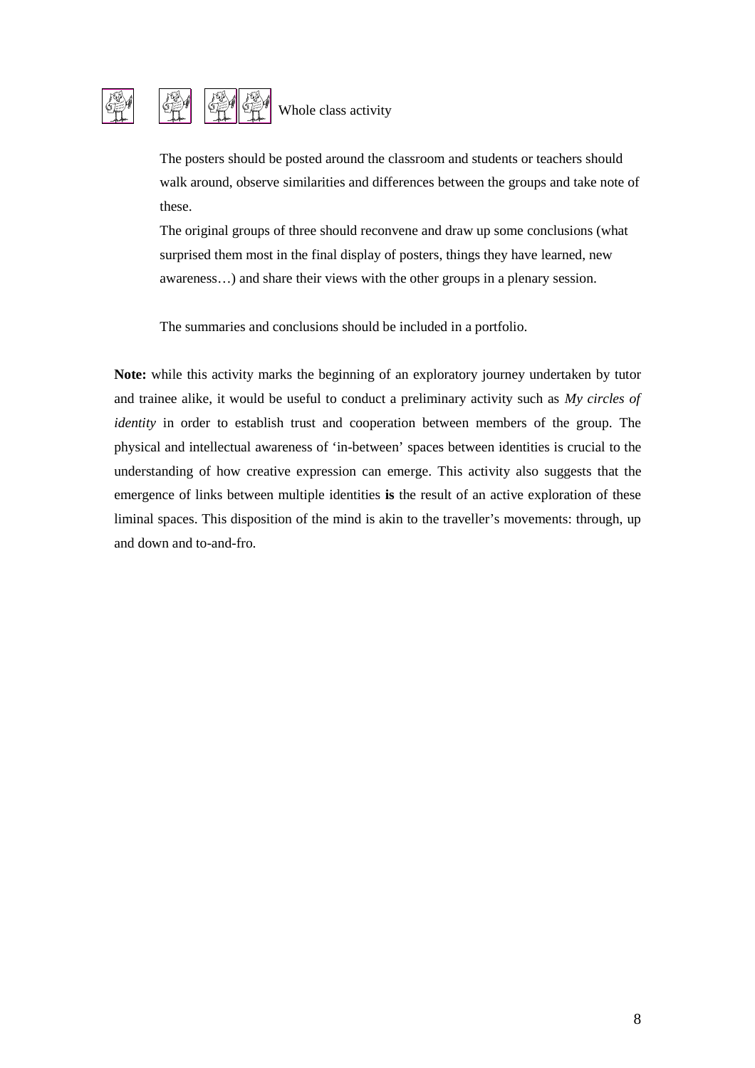Whole class activity

The posters should be posted around the classroom and students or teachers should walk around, observe similarities and differences between the groups and take note of these.

The original groups of three should reconvene and draw up some conclusions (what surprised them most in the final display of posters, things they have learned, new awareness…) and share their views with the other groups in a plenary session.

The summaries and conclusions should be included in a portfolio.

**Note:** while this activity marks the beginning of an exploratory journey undertaken by tutor and trainee alike, it would be useful to conduct a preliminary activity such as *My circles of identity* in order to establish trust and cooperation between members of the group. The physical and intellectual awareness of 'in-between' spaces between identities is crucial to the understanding of how creative expression can emerge. This activity also suggests that the emergence of links between multiple identities **is** the result of an active exploration of these liminal spaces. This disposition of the mind is akin to the traveller's movements: through, up and down and to-and-fro.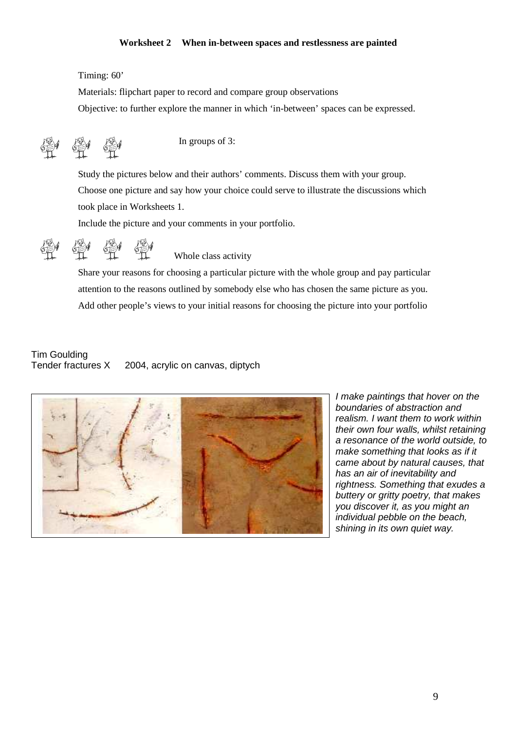**Worksheet 2 When in-between spaces and restlessness are painted**

Timing: 60’

Materials: flipchart paper to record and compare group observations

Objective: to further explore the manner in which ‘in-between’ spaces can be expressed.

In groups of 3:

Study the pictures below and their authors’ comments. Discuss them with your group.

Choose one picture and say how your choice could serve to illustrate the discussions which took place in Worksheets 1.

Include the picture and your comments in your portfolio.

Whole class activity

Share your reasons for choosing a particular picture with the whole group and pay particular attention to the reasons outlined by somebody else who has chosen the same picture as you.

Add other people’s views to your initial reasons for choosing the picture into your portfolio

Tim Goulding
Tender fractures X 2004, acrylic on canvas, diptych

*I make paintings that hover on the boundaries of abstraction and realism. I want them to work within their own four walls, whilst retaining a resonance of the world outside, to make something that looks as if it came about by natural causes, that has an air of inevitability and rightness. Something that exudes a buttery or gritty poetry, that makes you discover it, as you might an individual pebble on the beach, shining in its own quiet way.*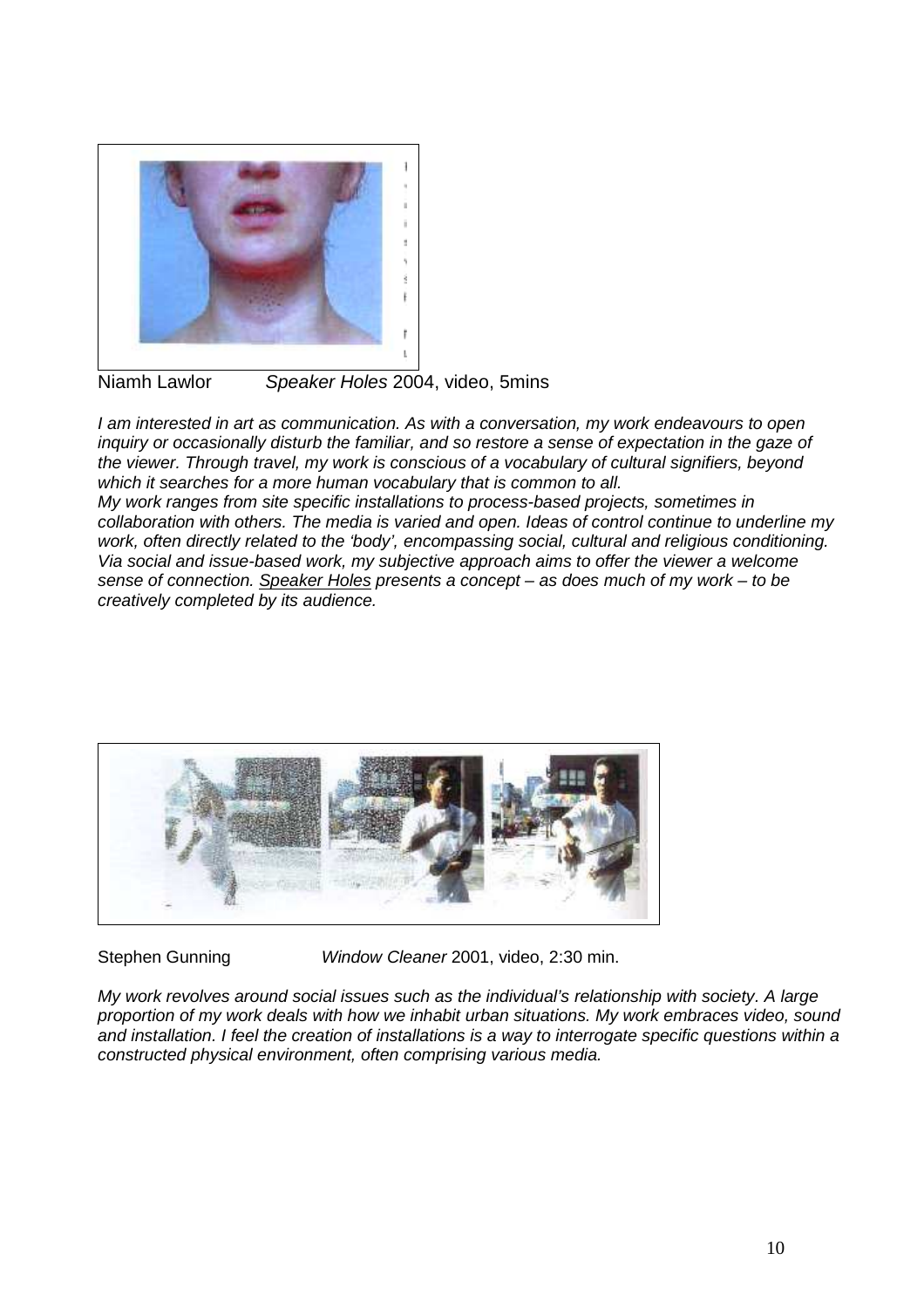Niamh Lawlor *Speaker Holes* 2004, video, 5mins

*I am interested in art as communication. As with a conversation, my work endeavours to open inquiry or occasionally disturb the familiar, and so restore a sense of expectation in the gaze of the viewer. Through travel, my work is conscious of a vocabulary of cultural signifiers, beyond which it searches for a more human vocabulary that is common to all.*
*My work ranges from site specific installations to process-based projects, sometimes in collaboration with others. The media is varied and open. Ideas of control continue to underline my work, often directly related to the 'body', encompassing social, cultural and religious conditioning. Via social and issue-based work, my subjective approach aims to offer the viewer a welcome sense of connection. <u>Speaker Holes</u> presents a concept – as does much of my work – to be creatively completed by its audience.*

Stephen Gunning *Window Cleaner* 2001, video, 2:30 min.

*My work revolves around social issues such as the individual's relationship with society. A large proportion of my work deals with how we inhabit urban situations. My work embraces video, sound and installation. I feel the creation of installations is a way to interrogate specific questions within a constructed physical environment, often comprising various media.*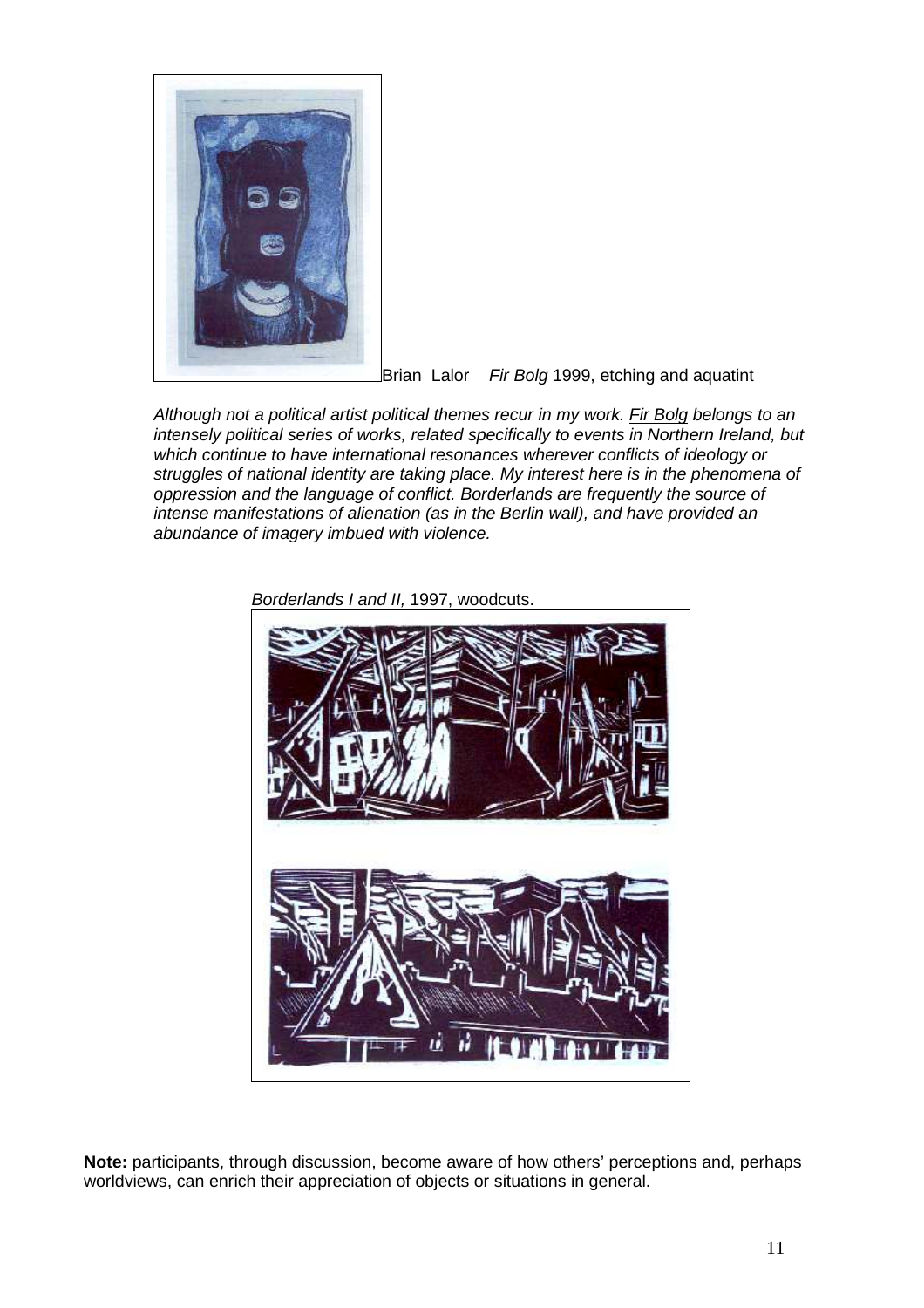Brian Lalor *Fir Bolg* 1999, etching and aquatint

*Although not a political artist political themes recur in my work. Fir Bolg belongs to an intensely political series of works, related specifically to events in Northern Ireland, but which continue to have international resonances wherever conflicts of ideology or struggles of national identity are taking place. My interest here is in the phenomena of oppression and the language of conflict. Borderlands are frequently the source of intense manifestations of alienation (as in the Berlin wall), and have provided an abundance of imagery imbued with violence.*

*Borderlands I and II,* 1997, woodcuts.

**Note:** participants, through discussion, become aware of how others' perceptions and, perhaps worldviews, can enrich their appreciation of objects or situations in general.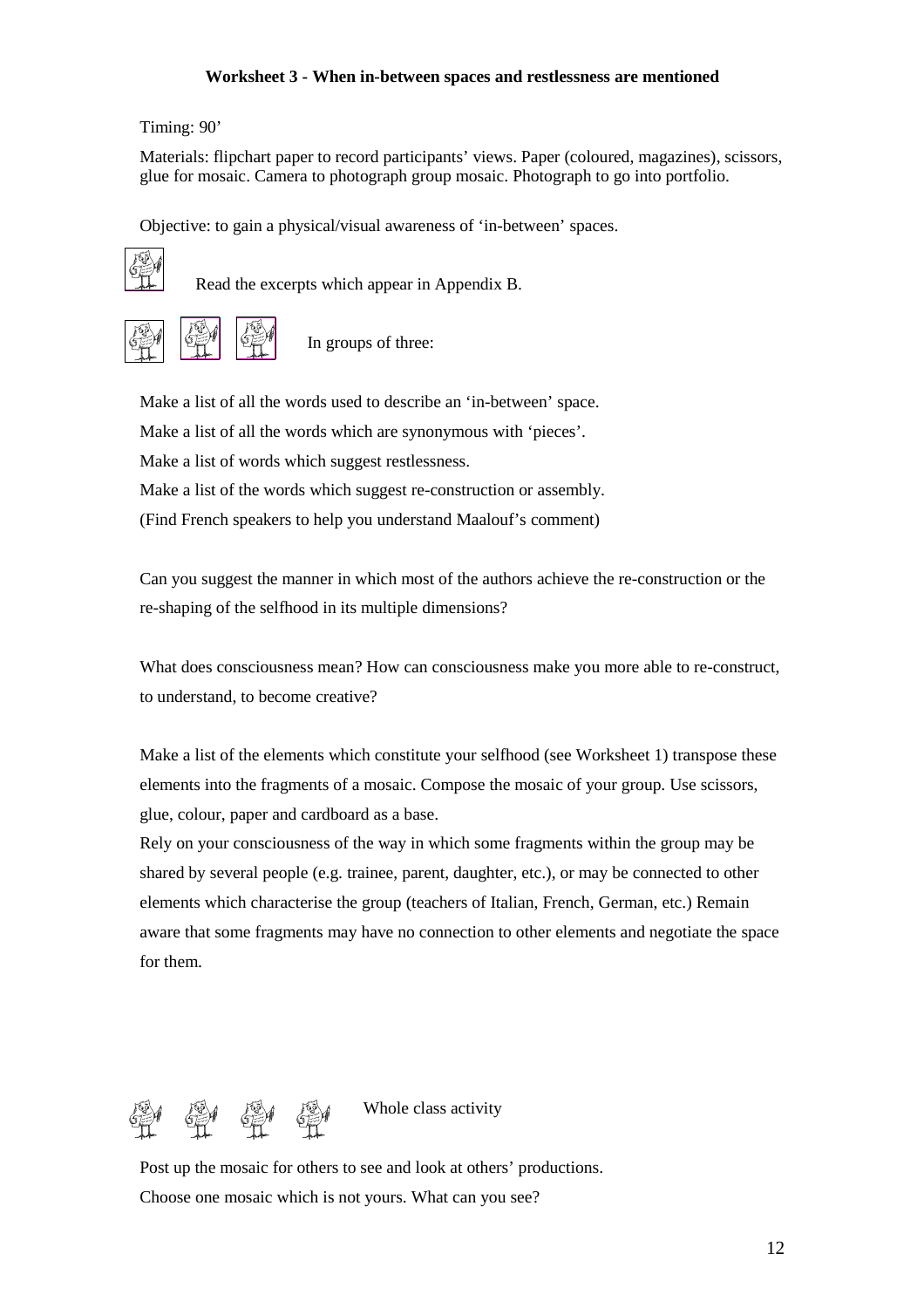**Worksheet 3 - When in-between spaces and restlessness are mentioned**

Timing: 90'

Materials: flipchart paper to record participants' views. Paper (coloured, magazines), scissors, glue for mosaic. Camera to photograph group mosaic. Photograph to go into portfolio.

Objective: to gain a physical/visual awareness of 'in-between' spaces.

Read the excerpts which appear in Appendix B.

In groups of three:

Make a list of all the words used to describe an 'in-between' space.

Make a list of all the words which are synonymous with 'pieces'.

Make a list of words which suggest restlessness.

Make a list of the words which suggest re-construction or assembly.

(Find French speakers to help you understand Maalouf's comment)

Can you suggest the manner in which most of the authors achieve the re-construction or the re-shaping of the selfhood in its multiple dimensions?

What does consciousness mean? How can consciousness make you more able to re-construct, to understand, to become creative?

Make a list of the elements which constitute your selfhood (see Worksheet 1) transpose these elements into the fragments of a mosaic. Compose the mosaic of your group. Use scissors, glue, colour, paper and cardboard as a base.

Rely on your consciousness of the way in which some fragments within the group may be shared by several people (e.g. trainee, parent, daughter, etc.), or may be connected to other elements which characterise the group (teachers of Italian, French, German, etc.) Remain aware that some fragments may have no connection to other elements and negotiate the space for them.

Whole class activity

Post up the mosaic for others to see and look at others' productions.

Choose one mosaic which is not yours. What can you see?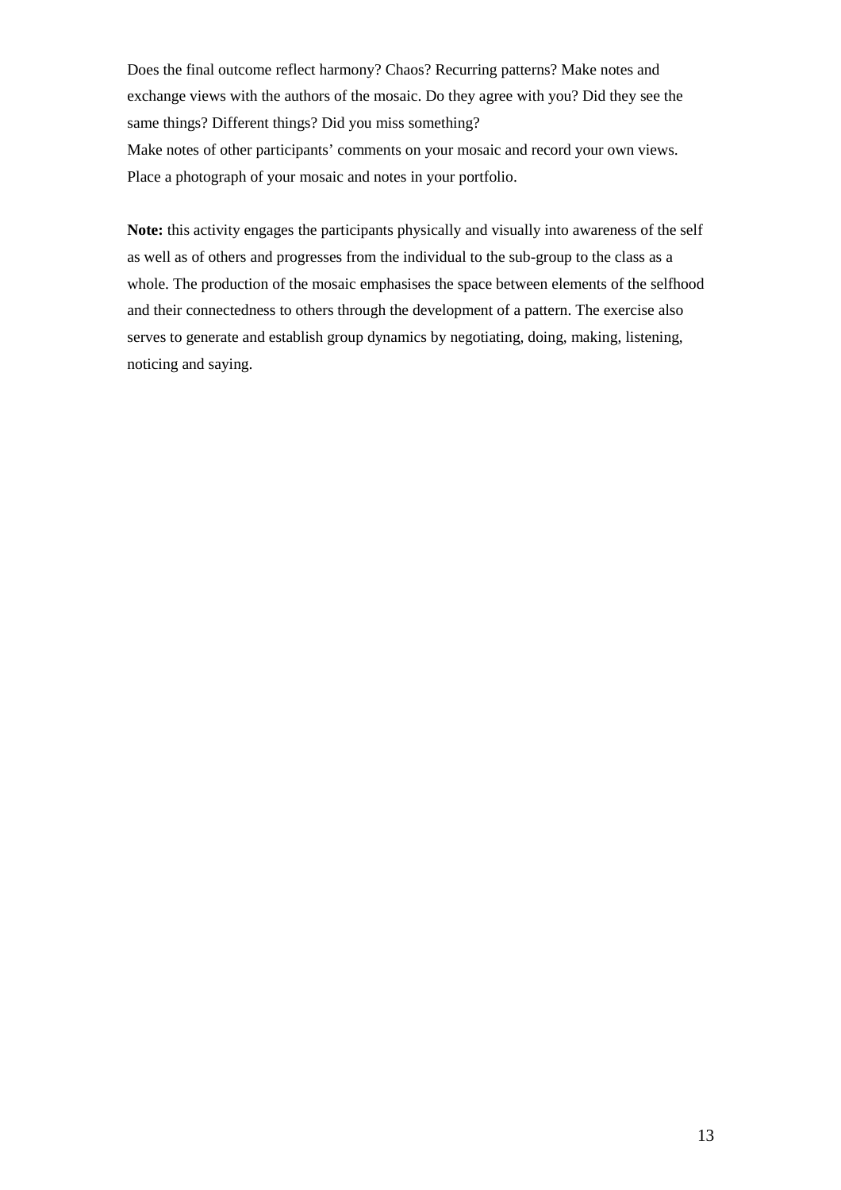Does the final outcome reflect harmony? Chaos? Recurring patterns? Make notes and exchange views with the authors of the mosaic. Do they agree with you? Did they see the same things? Different things? Did you miss something?
Make notes of other participants' comments on your mosaic and record your own views. Place a photograph of your mosaic and notes in your portfolio.

**Note:** this activity engages the participants physically and visually into awareness of the self as well as of others and progresses from the individual to the sub-group to the class as a whole. The production of the mosaic emphasises the space between elements of the selfhood and their connectedness to others through the development of a pattern. The exercise also serves to generate and establish group dynamics by negotiating, doing, making, listening, noticing and saying.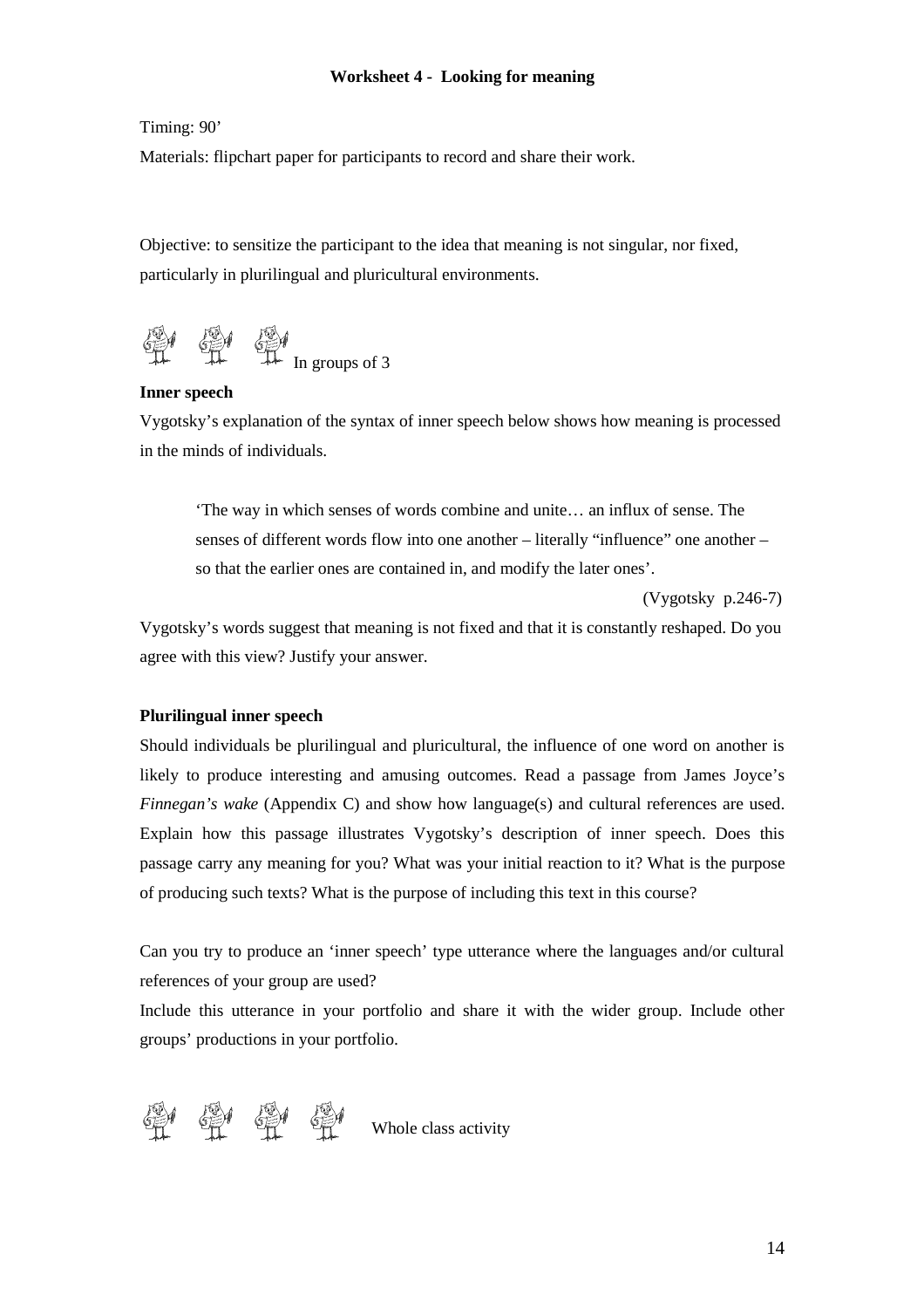**Worksheet 4 - Looking for meaning**

Timing: 90'

Materials: flipchart paper for participants to record and share their work.

Objective: to sensitize the participant to the idea that meaning is not singular, nor fixed, particularly in plurilingual and pluricultural environments.

In groups of 3

**Inner speech**

Vygotsky's explanation of the syntax of inner speech below shows how meaning is processed in the minds of individuals.

> 'The way in which senses of words combine and unite… an influx of sense. The senses of different words flow into one another – literally "influence" one another – so that the earlier ones are contained in, and modify the later ones'.
>
> (Vygotsky p.246-7)

Vygotsky's words suggest that meaning is not fixed and that it is constantly reshaped. Do you agree with this view? Justify your answer.

**Plurilingual inner speech**

Should individuals be plurilingual and pluricultural, the influence of one word on another is likely to produce interesting and amusing outcomes. Read a passage from James Joyce's *Finnegan's wake* (Appendix C) and show how language(s) and cultural references are used. Explain how this passage illustrates Vygotsky's description of inner speech. Does this passage carry any meaning for you? What was your initial reaction to it? What is the purpose of producing such texts? What is the purpose of including this text in this course?

Can you try to produce an 'inner speech' type utterance where the languages and/or cultural references of your group are used?

Include this utterance in your portfolio and share it with the wider group. Include other groups' productions in your portfolio.

Whole class activity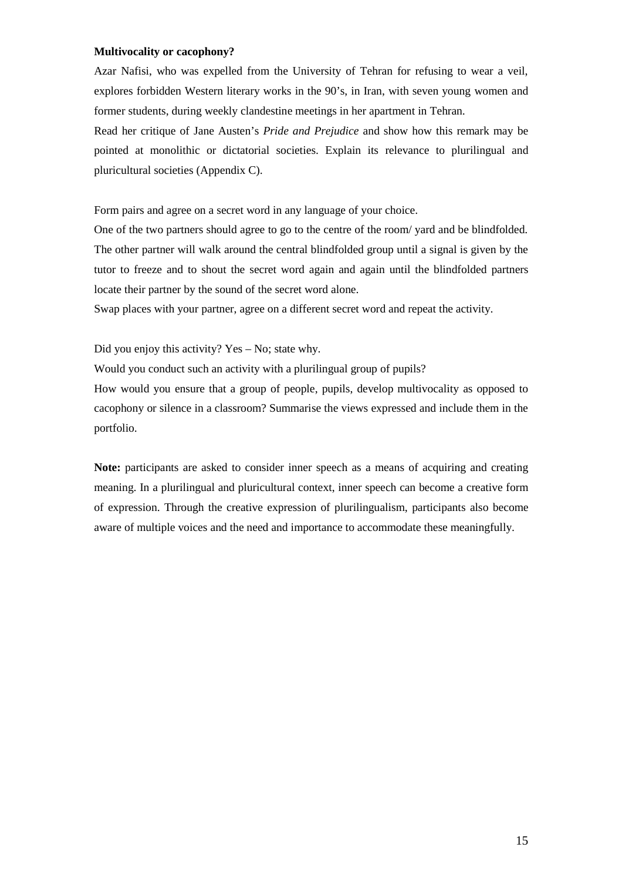**Multivocality or cacophony?**

Azar Nafisi, who was expelled from the University of Tehran for refusing to wear a veil, explores forbidden Western literary works in the 90's, in Iran, with seven young women and former students, during weekly clandestine meetings in her apartment in Tehran.

Read her critique of Jane Austen's *Pride and Prejudice* and show how this remark may be pointed at monolithic or dictatorial societies. Explain its relevance to plurilingual and pluricultural societies (Appendix C).

Form pairs and agree on a secret word in any language of your choice.

One of the two partners should agree to go to the centre of the room/ yard and be blindfolded. The other partner will walk around the central blindfolded group until a signal is given by the tutor to freeze and to shout the secret word again and again until the blindfolded partners locate their partner by the sound of the secret word alone.

Swap places with your partner, agree on a different secret word and repeat the activity.

Did you enjoy this activity? Yes – No; state why.

Would you conduct such an activity with a plurilingual group of pupils?

How would you ensure that a group of people, pupils, develop multivocality as opposed to cacophony or silence in a classroom? Summarise the views expressed and include them in the portfolio.

**Note:** participants are asked to consider inner speech as a means of acquiring and creating meaning. In a plurilingual and pluricultural context, inner speech can become a creative form of expression. Through the creative expression of plurilingualism, participants also become aware of multiple voices and the need and importance to accommodate these meaningfully.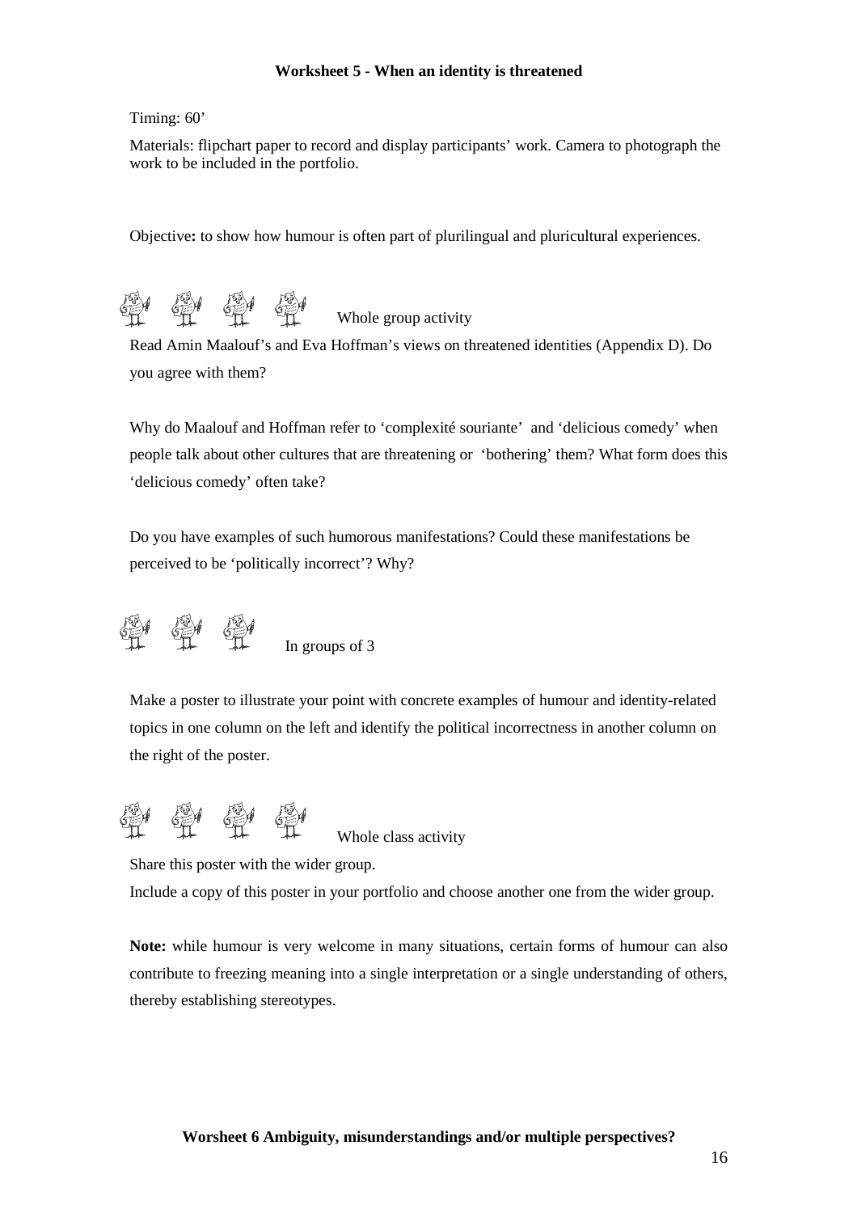## Worksheet 5 - When an identity is threatened

Timing: 60'

Materials: flipchart paper to record and display participants' work. Camera to photograph the work to be included in the portfolio.

Objective**:** to show how humour is often part of plurilingual and pluricultural experiences.

Whole group activity

Read Amin Maalouf's and Eva Hoffman's views on threatened identities (Appendix D). Do you agree with them?

Why do Maalouf and Hoffman refer to 'complexité souriante' and 'delicious comedy' when people talk about other cultures that are threatening or 'bothering' them? What form does this 'delicious comedy' often take?

Do you have examples of such humorous manifestations? Could these manifestations be perceived to be 'politically incorrect'? Why?

In groups of 3

Make a poster to illustrate your point with concrete examples of humour and identity-related topics in one column on the left and identify the political incorrectness in another column on the right of the poster.

Whole class activity

Share this poster with the wider group.

Include a copy of this poster in your portfolio and choose another one from the wider group.

**Note:** while humour is very welcome in many situations, certain forms of humour can also contribute to freezing meaning into a single interpretation or a single understanding of others, thereby establishing stereotypes.

## Worsheet 6 Ambiguity, misunderstandings and/or multiple perspectives?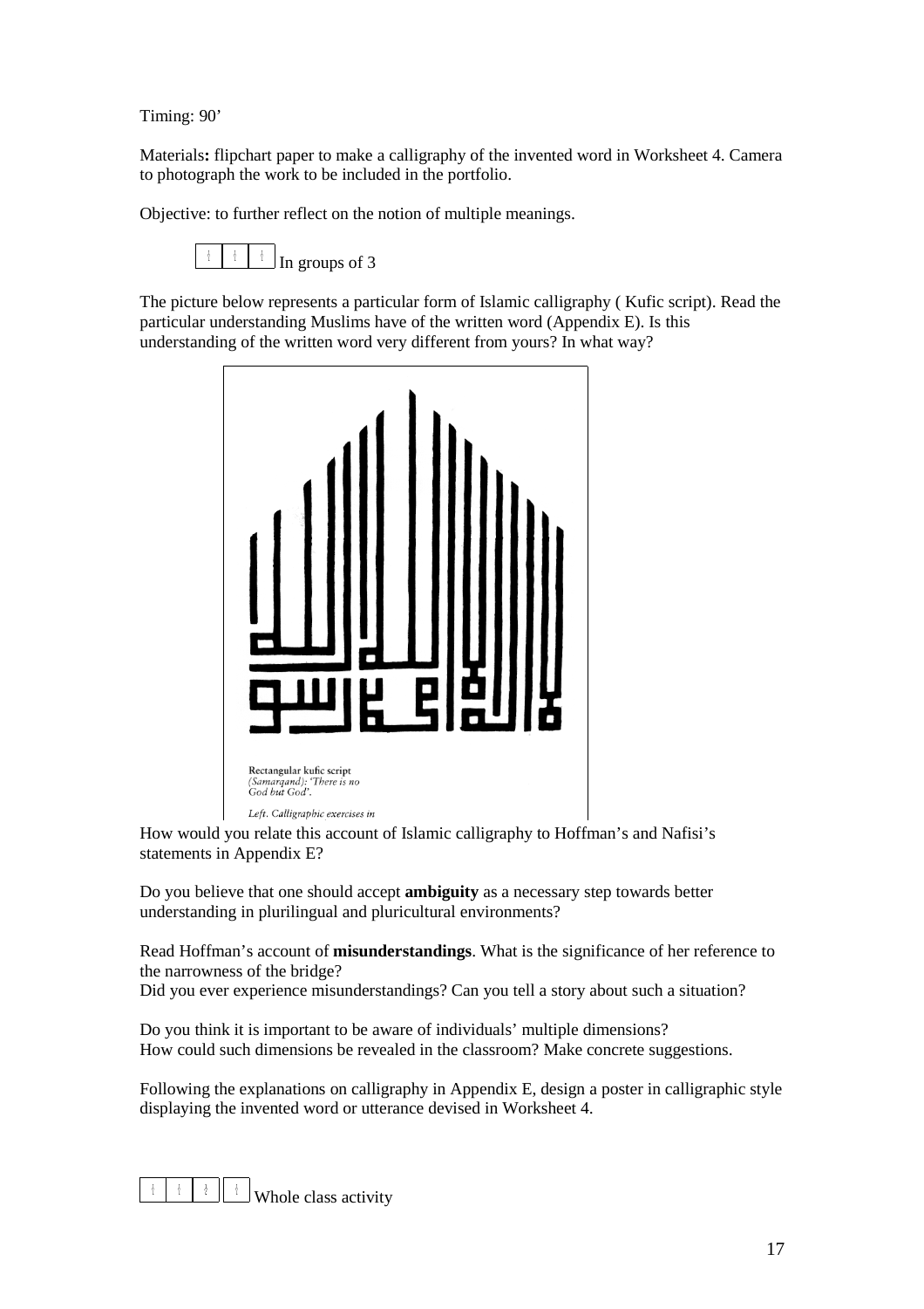Timing: 90’

Materials**:** flipchart paper to make a calligraphy of the invented word in Worksheet 4. Camera to photograph the work to be included in the portfolio.

Objective: to further reflect on the notion of multiple meanings.

In groups of 3

The picture below represents a particular form of Islamic calligraphy ( Kufic script). Read the particular understanding Muslims have of the written word (Appendix E). Is this understanding of the written word very different from yours? In what way?

Rectangular kufic script (Samarqand): 'There is no God but God'.

Left. Calligraphic exercises in

How would you relate this account of Islamic calligraphy to Hoffman’s and Nafisi’s statements in Appendix E?

Do you believe that one should accept **ambiguity** as a necessary step towards better understanding in plurilingual and pluricultural environments?

Read Hoffman’s account of **misunderstandings**. What is the significance of her reference to the narrowness of the bridge?
Did you ever experience misunderstandings? Can you tell a story about such a situation?

Do you think it is important to be aware of individuals’ multiple dimensions?
How could such dimensions be revealed in the classroom? Make concrete suggestions.

Following the explanations on calligraphy in Appendix E, design a poster in calligraphic style displaying the invented word or utterance devised in Worksheet 4.

Whole class activity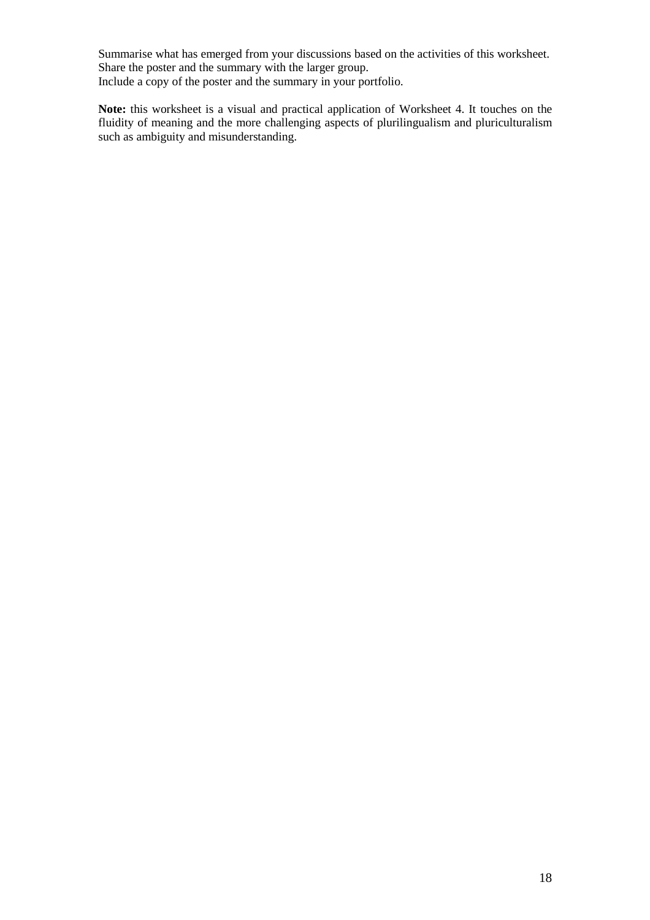Summarise what has emerged from your discussions based on the activities of this worksheet.
Share the poster and the summary with the larger group.
Include a copy of the poster and the summary in your portfolio.

**Note:** this worksheet is a visual and practical application of Worksheet 4. It touches on the fluidity of meaning and the more challenging aspects of plurilingualism and pluriculturalism such as ambiguity and misunderstanding.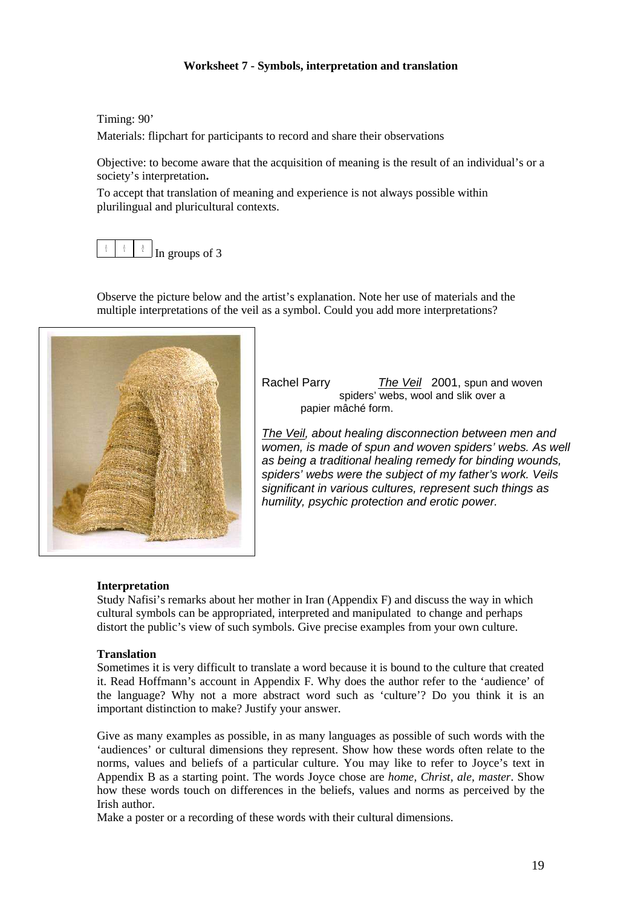**Worksheet 7 - Symbols, interpretation and translation**

Timing: 90'

Materials: flipchart for participants to record and share their observations

Objective: to become aware that the acquisition of meaning is the result of an individual's or a society's interpretation**.**

To accept that translation of meaning and experience is not always possible within plurilingual and pluricultural contexts.

In groups of 3

Observe the picture below and the artist's explanation. Note her use of materials and the multiple interpretations of the veil as a symbol. Could you add more interpretations?

Rachel Parry *The Veil* 2001, spun and woven spiders' webs, wool and slik over a papier mâché form.

*The Veil, about healing disconnection between men and women, is made of spun and woven spiders' webs. As well as being a traditional healing remedy for binding wounds, spiders' webs were the subject of my father's work. Veils significant in various cultures, represent such things as humility, psychic protection and erotic power.*

**Interpretation**

Study Nafisi's remarks about her mother in Iran (Appendix F) and discuss the way in which cultural symbols can be appropriated, interpreted and manipulated to change and perhaps distort the public's view of such symbols. Give precise examples from your own culture.

**Translation**

Sometimes it is very difficult to translate a word because it is bound to the culture that created it. Read Hoffmann's account in Appendix F. Why does the author refer to the 'audience' of the language? Why not a more abstract word such as 'culture'? Do you think it is an important distinction to make? Justify your answer.

Give as many examples as possible, in as many languages as possible of such words with the 'audiences' or cultural dimensions they represent. Show how these words often relate to the norms, values and beliefs of a particular culture. You may like to refer to Joyce's text in Appendix B as a starting point. The words Joyce chose are *home, Christ, ale, master*. Show how these words touch on differences in the beliefs, values and norms as perceived by the Irish author.

Make a poster or a recording of these words with their cultural dimensions.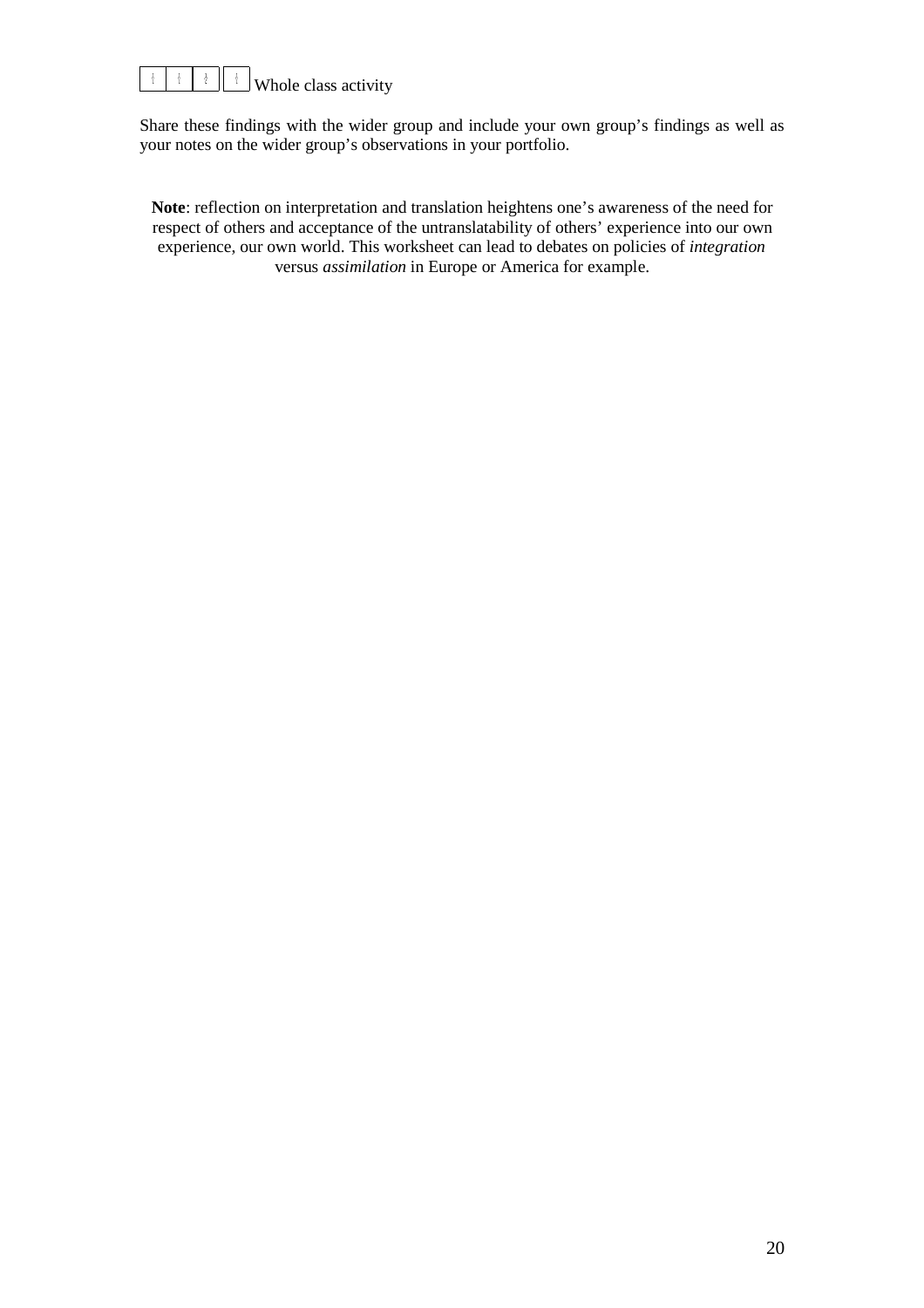Whole class activity

Share these findings with the wider group and include your own group's findings as well as your notes on the wider group's observations in your portfolio.

**Note**: reflection on interpretation and translation heightens one's awareness of the need for respect of others and acceptance of the untranslatability of others' experience into our own experience, our own world. This worksheet can lead to debates on policies of *integration* versus *assimilation* in Europe or America for example.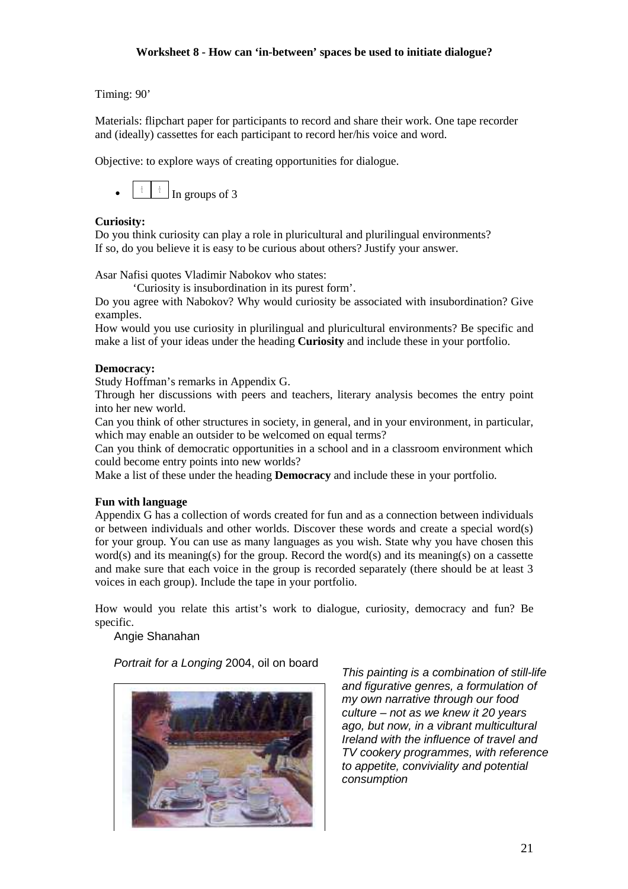**Worksheet 8 - How can 'in-between' spaces be used to initiate dialogue?**

Timing: 90'

Materials: flipchart paper for participants to record and share their work. One tape recorder and (ideally) cassettes for each participant to record her/his voice and word.

Objective: to explore ways of creating opportunities for dialogue.

- In groups of 3

**Curiosity:**

Do you think curiosity can play a role in pluricultural and plurilingual environments? If so, do you believe it is easy to be curious about others? Justify your answer.

Asar Nafisi quotes Vladimir Nabokov who states:

'Curiosity is insubordination in its purest form'.

Do you agree with Nabokov? Why would curiosity be associated with insubordination? Give examples.

How would you use curiosity in plurilingual and pluricultural environments? Be specific and make a list of your ideas under the heading **Curiosity** and include these in your portfolio.

**Democracy:**

Study Hoffman's remarks in Appendix G.

Through her discussions with peers and teachers, literary analysis becomes the entry point into her new world.

Can you think of other structures in society, in general, and in your environment, in particular, which may enable an outsider to be welcomed on equal terms?

Can you think of democratic opportunities in a school and in a classroom environment which could become entry points into new worlds?

Make a list of these under the heading **Democracy** and include these in your portfolio.

**Fun with language**

Appendix G has a collection of words created for fun and as a connection between individuals or between individuals and other worlds. Discover these words and create a special word(s) for your group. You can use as many languages as you wish. State why you have chosen this word(s) and its meaning(s) for the group. Record the word(s) and its meaning(s) on a cassette and make sure that each voice in the group is recorded separately (there should be at least 3 voices in each group). Include the tape in your portfolio.

How would you relate this artist's work to dialogue, curiosity, democracy and fun? Be specific.

Angie Shanahan

*Portrait for a Longing* 2004, oil on board

*This painting is a combination of still-life and figurative genres, a formulation of my own narrative through our food culture – not as we knew it 20 years ago, but now, in a vibrant multicultural Ireland with the influence of travel and TV cookery programmes, with reference to appetite, conviviality and potential consumption*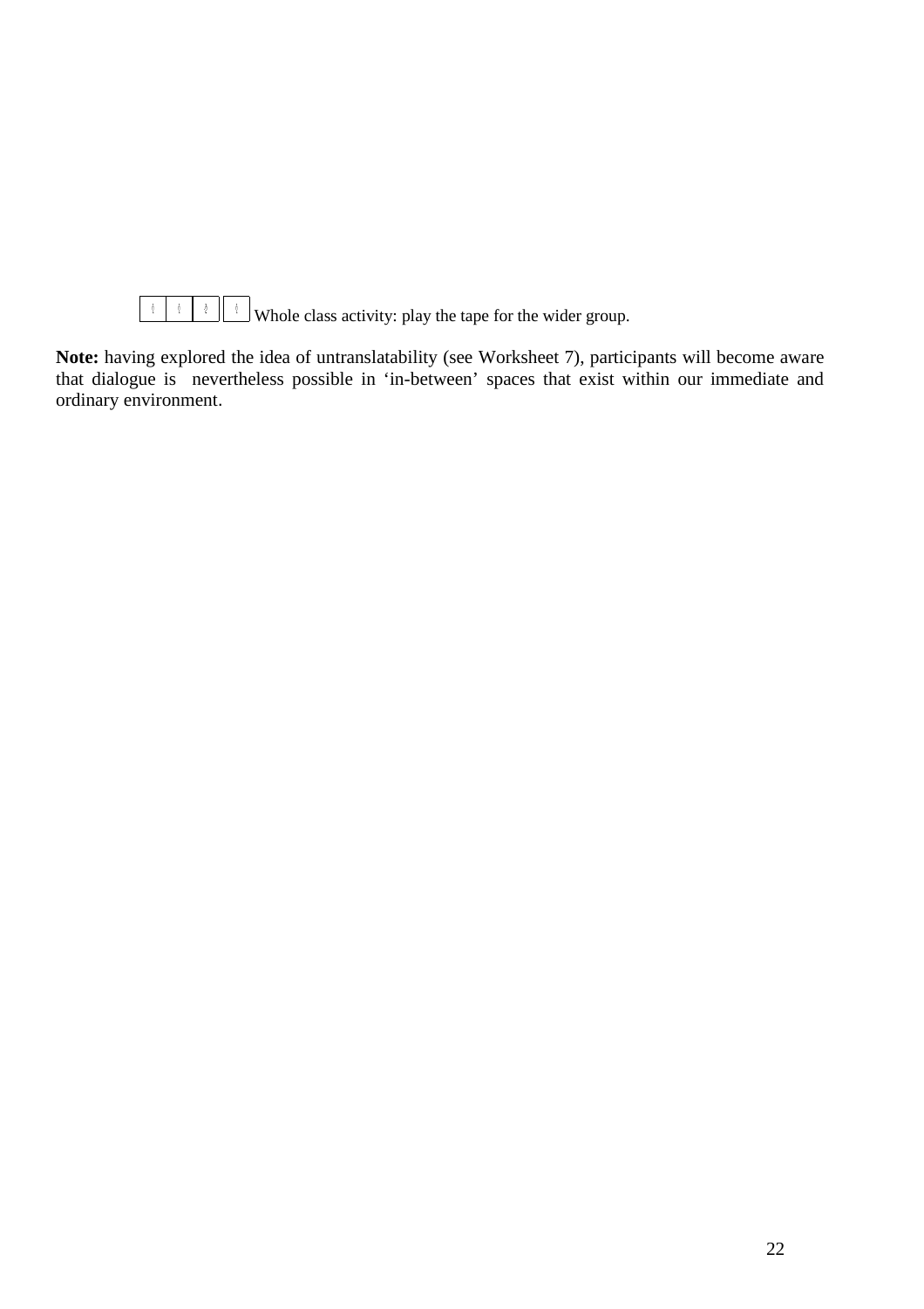Whole class activity: play the tape for the wider group.

**Note:** having explored the idea of untranslatability (see Worksheet 7), participants will become aware that dialogue is nevertheless possible in 'in-between' spaces that exist within our immediate and ordinary environment.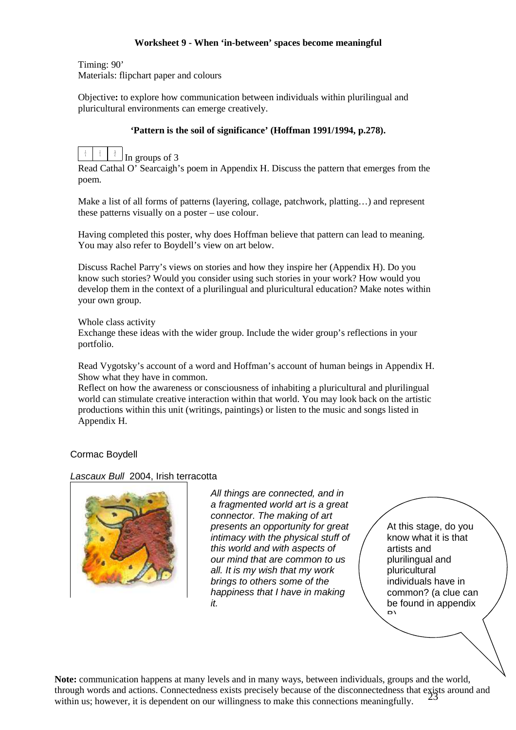**Worksheet 9 - When 'in-between' spaces become meaningful**

Timing: 90'
Materials: flipchart paper and colours

Objective**:** to explore how communication between individuals within plurilingual and pluricultural environments can emerge creatively.

**'Pattern is the soil of significance' (Hoffman 1991/1994, p.278).**

In groups of 3

Read Cathal O' Searcaigh's poem in Appendix H. Discuss the pattern that emerges from the poem.

Make a list of all forms of patterns (layering, collage, patchwork, platting…) and represent these patterns visually on a poster – use colour.

Having completed this poster, why does Hoffman believe that pattern can lead to meaning. You may also refer to Boydell's view on art below.

Discuss Rachel Parry's views on stories and how they inspire her (Appendix H). Do you know such stories? Would you consider using such stories in your work? How would you develop them in the context of a plurilingual and pluricultural education? Make notes within your own group.

Whole class activity

Exchange these ideas with the wider group. Include the wider group's reflections in your portfolio.

Read Vygotsky's account of a word and Hoffman's account of human beings in Appendix H. Show what they have in common.

Reflect on how the awareness or consciousness of inhabiting a pluricultural and plurilingual world can stimulate creative interaction within that world. You may look back on the artistic productions within this unit (writings, paintings) or listen to the music and songs listed in Appendix H.

Cormac Boydell

*Lascaux Bull* 2004, Irish terracotta

*All things are connected, and in a fragmented world art is a great connector. The making of art presents an opportunity for great intimacy with the physical stuff of this world and with aspects of our mind that are common to us all. It is my wish that my work brings to others some of the happiness that I have in making it.*

At this stage, do you know what it is that artists and plurilingual and pluricultural individuals have in common? (a clue can be found in appendix B)

**Note:** communication happens at many levels and in many ways, between individuals, groups and the world, through words and actions. Connectedness exists precisely because of the disconnectedness that exists around and within us; however, it is dependent on our willingness to make this connections meaningfully.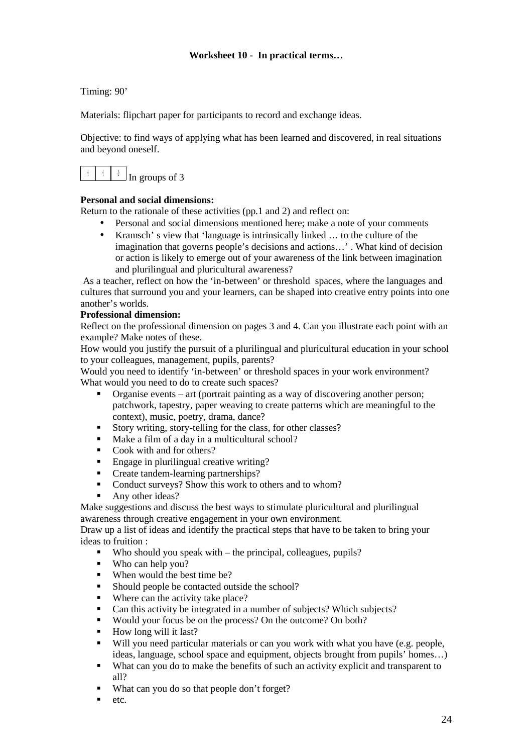**Worksheet 10 - In practical terms…**

Timing: 90'

Materials: flipchart paper for participants to record and exchange ideas.

Objective: to find ways of applying what has been learned and discovered, in real situations and beyond oneself.

In groups of 3

**Personal and social dimensions:**

Return to the rationale of these activities (pp.1 and 2) and reflect on:

- Personal and social dimensions mentioned here; make a note of your comments
- Kramsch' s view that 'language is intrinsically linked … to the culture of the imagination that governs people's decisions and actions…' . What kind of decision or action is likely to emerge out of your awareness of the link between imagination and plurilingual and pluricultural awareness?

As a teacher, reflect on how the 'in-between' or threshold spaces, where the languages and cultures that surround you and your learners, can be shaped into creative entry points into one another's worlds.

**Professional dimension:**

Reflect on the professional dimension on pages 3 and 4. Can you illustrate each point with an example? Make notes of these.

How would you justify the pursuit of a plurilingual and pluricultural education in your school to your colleagues, management, pupils, parents?

Would you need to identify 'in-between' or threshold spaces in your work environment? What would you need to do to create such spaces?

- Organise events – art (portrait painting as a way of discovering another person; patchwork, tapestry, paper weaving to create patterns which are meaningful to the context), music, poetry, drama, dance?
- Story writing, story-telling for the class, for other classes?
- Make a film of a day in a multicultural school?
- Cook with and for others?
- Engage in plurilingual creative writing?
- Create tandem-learning partnerships?
- Conduct surveys? Show this work to others and to whom?
- Any other ideas?

Make suggestions and discuss the best ways to stimulate pluricultural and plurilingual awareness through creative engagement in your own environment.

Draw up a list of ideas and identify the practical steps that have to be taken to bring your ideas to fruition :

- Who should you speak with – the principal, colleagues, pupils?
- Who can help you?
- When would the best time be?
- Should people be contacted outside the school?
- Where can the activity take place?
- Can this activity be integrated in a number of subjects? Which subjects?
- Would your focus be on the process? On the outcome? On both?
- How long will it last?
- Will you need particular materials or can you work with what you have (e.g. people, ideas, language, school space and equipment, objects brought from pupils' homes…)
- What can you do to make the benefits of such an activity explicit and transparent to all?
- What can you do so that people don't forget?
- etc.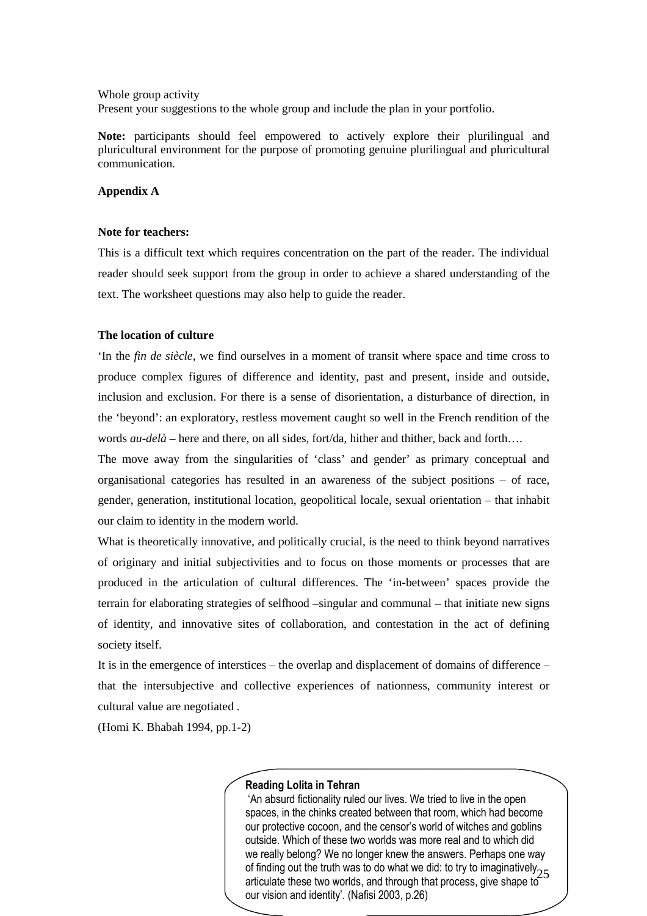Whole group activity
Present your suggestions to the whole group and include the plan in your portfolio.

**Note:** participants should feel empowered to actively explore their plurilingual and pluricultural environment for the purpose of promoting genuine plurilingual and pluricultural communication.

**Appendix A**

**Note for teachers:**

This is a difficult text which requires concentration on the part of the reader. The individual reader should seek support from the group in order to achieve a shared understanding of the text. The worksheet questions may also help to guide the reader.

**The location of culture**

'In the *fin de siècle*, we find ourselves in a moment of transit where space and time cross to produce complex figures of difference and identity, past and present, inside and outside, inclusion and exclusion. For there is a sense of disorientation, a disturbance of direction, in the 'beyond': an exploratory, restless movement caught so well in the French rendition of the words *au-delà* – here and there, on all sides, fort/da, hither and thither, back and forth….

The move away from the singularities of 'class' and gender' as primary conceptual and organisational categories has resulted in an awareness of the subject positions – of race, gender, generation, institutional location, geopolitical locale, sexual orientation – that inhabit our claim to identity in the modern world.

What is theoretically innovative, and politically crucial, is the need to think beyond narratives of originary and initial subjectivities and to focus on those moments or processes that are produced in the articulation of cultural differences. The 'in-between' spaces provide the terrain for elaborating strategies of selfhood –singular and communal – that initiate new signs of identity, and innovative sites of collaboration, and contestation in the act of defining society itself.

It is in the emergence of interstices – the overlap and displacement of domains of difference – that the intersubjective and collective experiences of nationness, community interest or cultural value are negotiated .

(Homi K. Bhabah 1994, pp.1-2)

**Reading Lolita in Tehran**

'An absurd fictionality ruled our lives. We tried to live in the open spaces, in the chinks created between that room, which had become our protective cocoon, and the censor's world of witches and goblins outside. Which of these two worlds was more real and to which did we really belong? We no longer knew the answers. Perhaps one way of finding out the truth was to do what we did: to try to imaginatively articulate these two worlds, and through that process, give shape to our vision and identity'. (Nafisi 2003, p.26)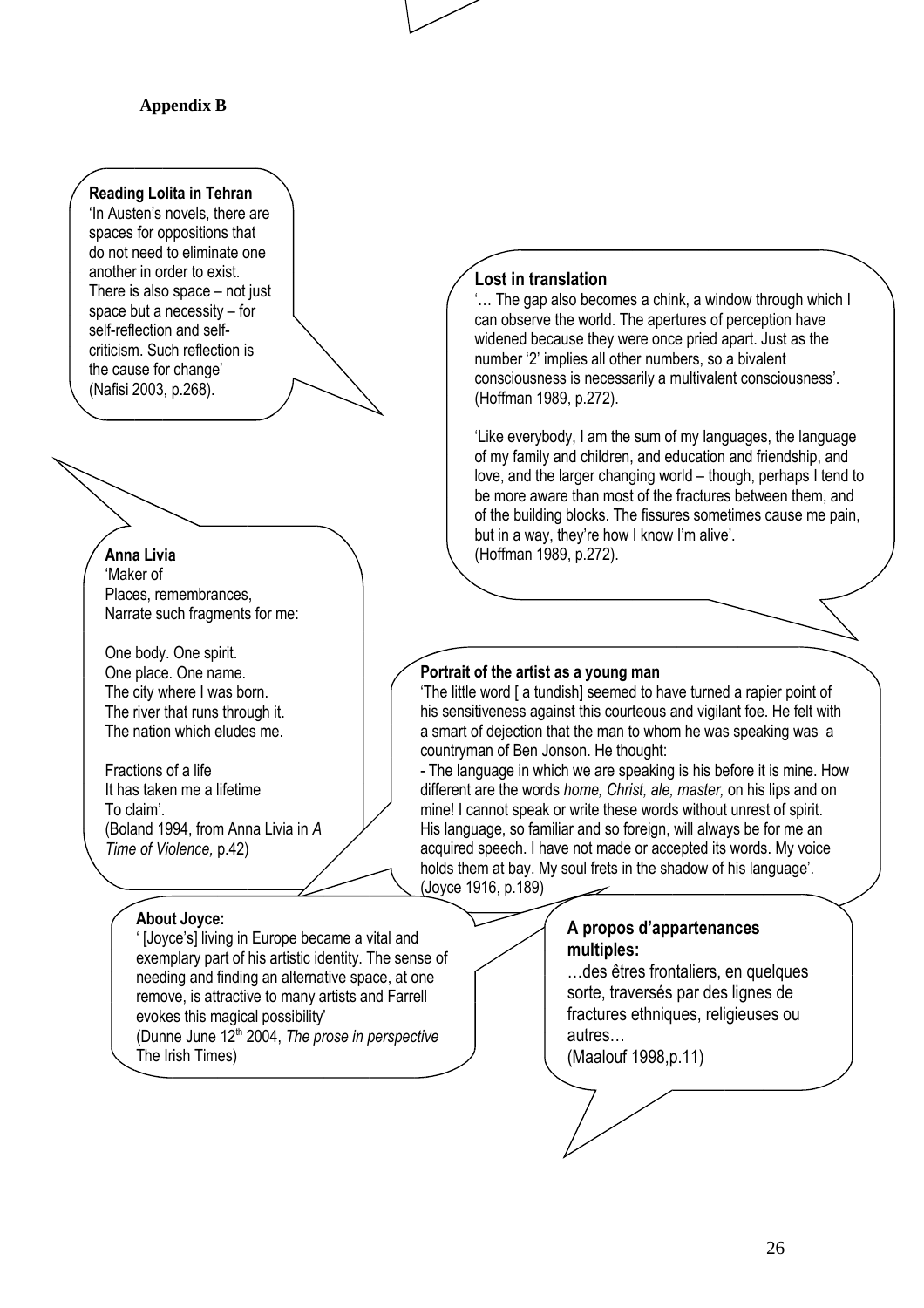**Appendix B**

**Reading Lolita in Tehran**
'In Austen's novels, there are spaces for oppositions that do not need to eliminate one another in order to exist. There is also space – not just space but a necessity – for self-reflection and self-criticism. Such reflection is the cause for change' (Nafisi 2003, p.268).

**Lost in translation**
'… The gap also becomes a chink, a window through which I can observe the world. The apertures of perception have widened because they were once pried apart. Just as the number '2' implies all other numbers, so a bivalent consciousness is necessarily a multivalent consciousness'. (Hoffman 1989, p.272).

'Like everybody, I am the sum of my languages, the language of my family and children, and education and friendship, and love, and the larger changing world – though, perhaps I tend to be more aware than most of the fractures between them, and of the building blocks. The fissures sometimes cause me pain, but in a way, they're how I know I'm alive'.
(Hoffman 1989, p.272).

**Anna Livia**
'Maker of
Places, remembrances,
Narrate such fragments for me:

One body. One spirit.
One place. One name.
The city where I was born.
The river that runs through it.
The nation which eludes me.

Fractions of a life
It has taken me a lifetime
To claim'.
(Boland 1994, from Anna Livia in *A Time of Violence,* p.42)

**Portrait of the artist as a young man**
'The little word [ a tundish] seemed to have turned a rapier point of his sensitiveness against this courteous and vigilant foe. He felt with a smart of dejection that the man to whom he was speaking was a countryman of Ben Jonson. He thought:
- The language in which we are speaking is his before it is mine. How different are the words *home, Christ, ale, master,* on his lips and on mine! I cannot speak or write these words without unrest of spirit. His language, so familiar and so foreign, will always be for me an acquired speech. I have not made or accepted its words. My voice holds them at bay. My soul frets in the shadow of his language'.
(Joyce 1916, p.189)

**About Joyce:**
' [Joyce's] living in Europe became a vital and exemplary part of his artistic identity. The sense of needing and finding an alternative space, at one remove, is attractive to many artists and Farrell evokes this magical possibility'
(Dunne June 12th 2004, *The prose in perspective* The Irish Times)

**A propos d'appartenances multiples:**
…des êtres frontaliers, en quelques sorte, traversés par des lignes de fractures ethniques, religieuses ou autres…
(Maalouf 1998,p.11)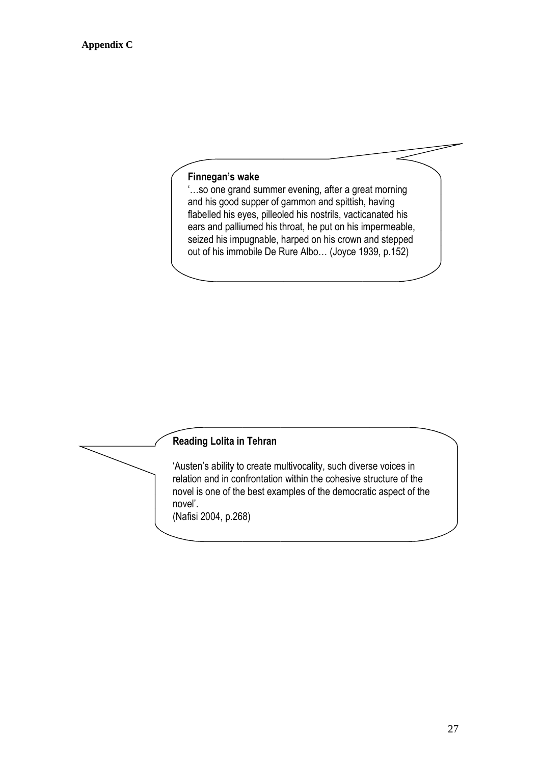**Appendix C**

**Finnegan's wake**

'…so one grand summer evening, after a great morning and his good supper of gammon and spittish, having flabelled his eyes, pilleoled his nostrils, vacticanated his ears and palliumed his throat, he put on his impermeable, seized his impugnable, harped on his crown and stepped out of his immobile De Rure Albo… (Joyce 1939, p.152)

**Reading Lolita in Tehran**

'Austen's ability to create multivocality, such diverse voices in relation and in confrontation within the cohesive structure of the novel is one of the best examples of the democratic aspect of the novel'.
(Nafisi 2004, p.268)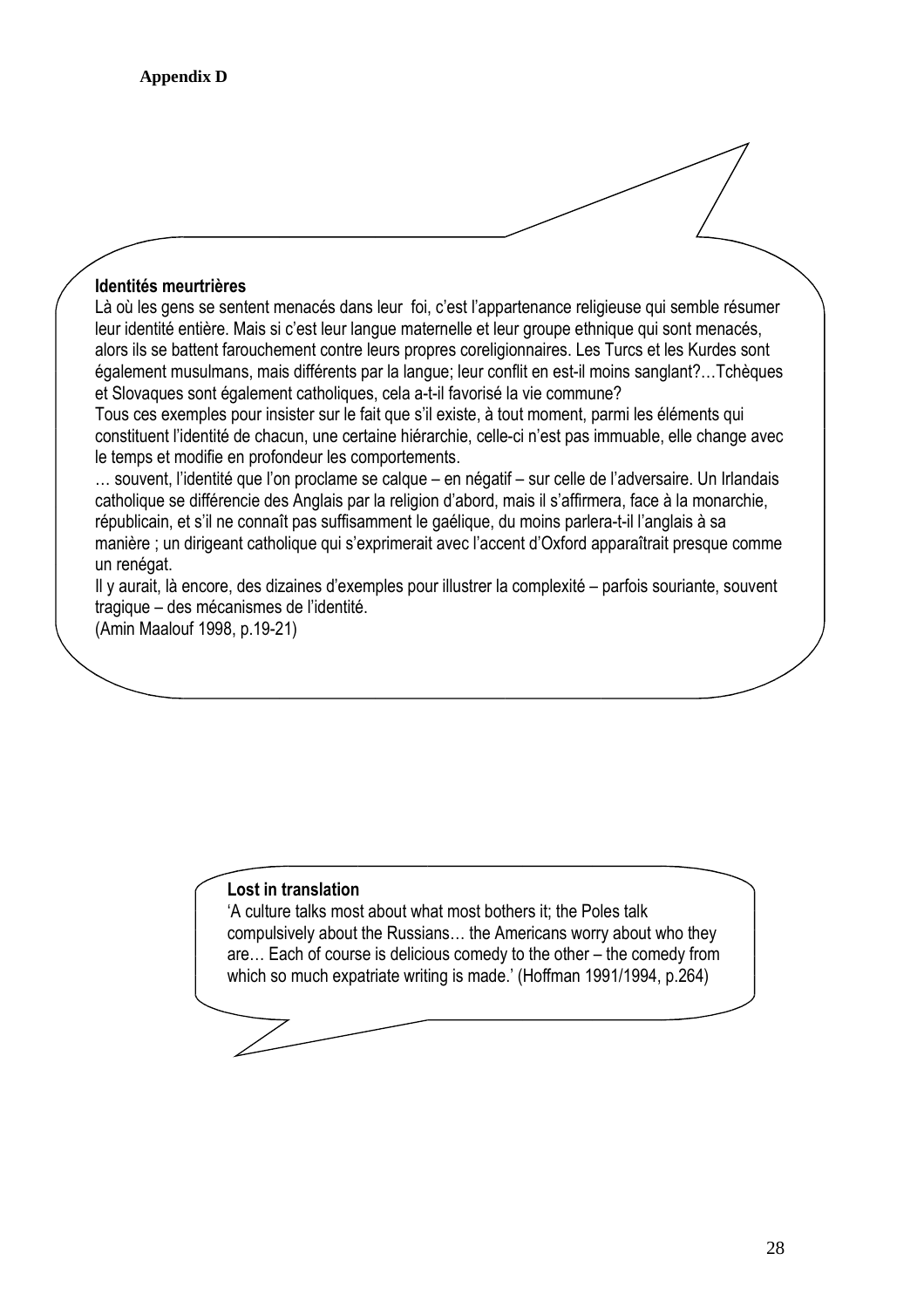**Appendix D**

**Identités meurtrières**

Là où les gens se sentent menacés dans leur foi, c'est l'appartenance religieuse qui semble résumer leur identité entière. Mais si c'est leur langue maternelle et leur groupe ethnique qui sont menacés, alors ils se battent farouchement contre leurs propres coreligionnaires. Les Turcs et les Kurdes sont également musulmans, mais différents par la langue; leur conflit en est-il moins sanglant?…Tchèques et Slovaques sont également catholiques, cela a-t-il favorisé la vie commune?

Tous ces exemples pour insister sur le fait que s'il existe, à tout moment, parmi les éléments qui constituent l'identité de chacun, une certaine hiérarchie, celle-ci n'est pas immuable, elle change avec le temps et modifie en profondeur les comportements.

… souvent, l'identité que l'on proclame se calque – en négatif – sur celle de l'adversaire. Un Irlandais catholique se différencie des Anglais par la religion d'abord, mais il s'affirmera, face à la monarchie, républicain, et s'il ne connaît pas suffisamment le gaélique, du moins parlera-t-il l'anglais à sa manière ; un dirigeant catholique qui s'exprimerait avec l'accent d'Oxford apparaîtrait presque comme un renégat.

Il y aurait, là encore, des dizaines d'exemples pour illustrer la complexité – parfois souriante, souvent tragique – des mécanismes de l'identité.

(Amin Maalouf 1998, p.19-21)

**Lost in translation**

'A culture talks most about what most bothers it; the Poles talk compulsively about the Russians… the Americans worry about who they are… Each of course is delicious comedy to the other – the comedy from which so much expatriate writing is made.' (Hoffman 1991/1994, p.264)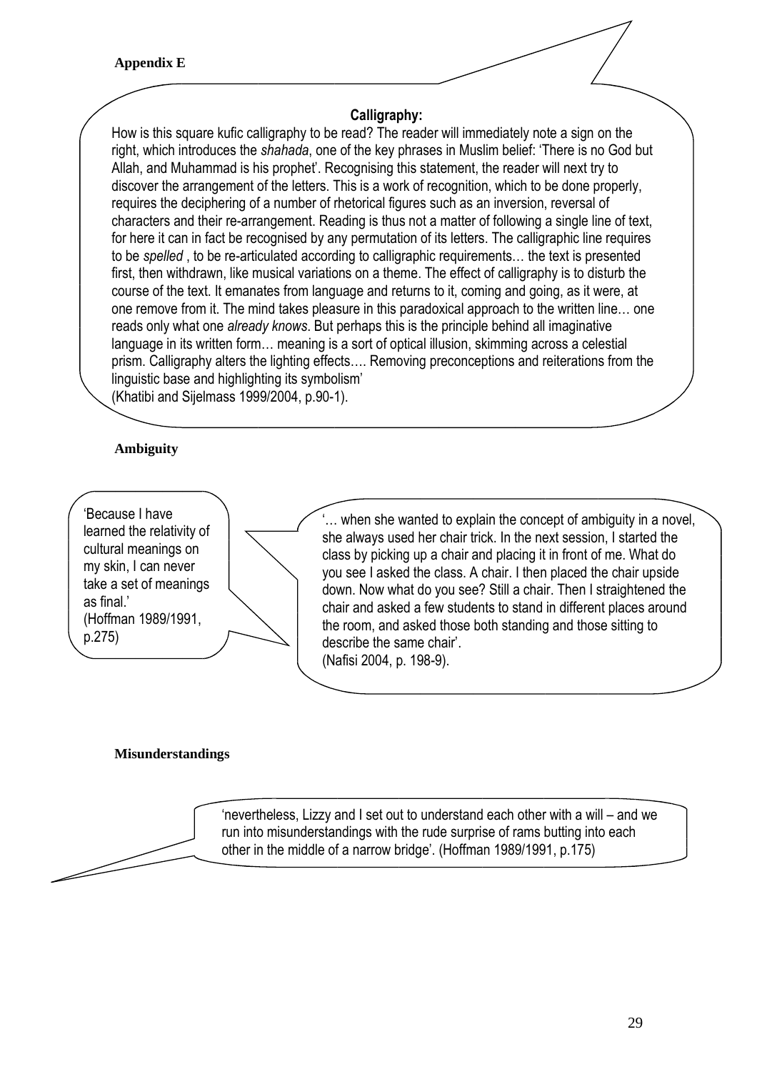**Appendix E**

**Calligraphy:**

How is this square kufic calligraphy to be read? The reader will immediately note a sign on the right, which introduces the *shahada*, one of the key phrases in Muslim belief: 'There is no God but Allah, and Muhammad is his prophet'. Recognising this statement, the reader will next try to discover the arrangement of the letters. This is a work of recognition, which to be done properly, requires the deciphering of a number of rhetorical figures such as an inversion, reversal of characters and their re-arrangement. Reading is thus not a matter of following a single line of text, for here it can in fact be recognised by any permutation of its letters. The calligraphic line requires to be *spelled* , to be re-articulated according to calligraphic requirements… the text is presented first, then withdrawn, like musical variations on a theme. The effect of calligraphy is to disturb the course of the text. It emanates from language and returns to it, coming and going, as it were, at one remove from it. The mind takes pleasure in this paradoxical approach to the written line… one reads only what one *already knows*. But perhaps this is the principle behind all imaginative language in its written form… meaning is a sort of optical illusion, skimming across a celestial prism. Calligraphy alters the lighting effects…. Removing preconceptions and reiterations from the linguistic base and highlighting its symbolism'
(Khatibi and Sijelmass 1999/2004, p.90-1).

**Ambiguity**

'Because I have learned the relativity of cultural meanings on my skin, I can never take a set of meanings as final.'
(Hoffman 1989/1991, p.275)

'… when she wanted to explain the concept of ambiguity in a novel, she always used her chair trick. In the next session, I started the class by picking up a chair and placing it in front of me. What do you see I asked the class. A chair. I then placed the chair upside down. Now what do you see? Still a chair. Then I straightened the chair and asked a few students to stand in different places around the room, and asked those both standing and those sitting to describe the same chair'.
(Nafisi 2004, p. 198-9).

**Misunderstandings**

'nevertheless, Lizzy and I set out to understand each other with a will – and we run into misunderstandings with the rude surprise of rams butting into each other in the middle of a narrow bridge'. (Hoffman 1989/1991, p.175)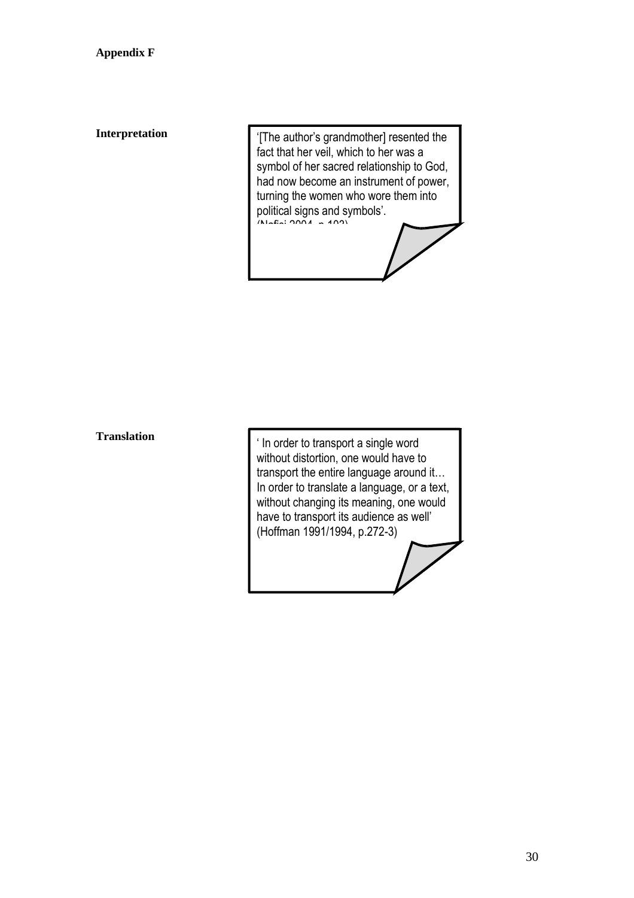**Appendix F**

**Interpretation**

'[The author's grandmother] resented the fact that her veil, which to her was a symbol of her sacred relationship to God, had now become an instrument of power, turning the women who wore them into political signs and symbols'.
(Nafisi 2004, p.103)

**Translation**

' In order to transport a single word without distortion, one would have to transport the entire language around it… In order to translate a language, or a text, without changing its meaning, one would have to transport its audience as well'
(Hoffman 1991/1994, p.272-3)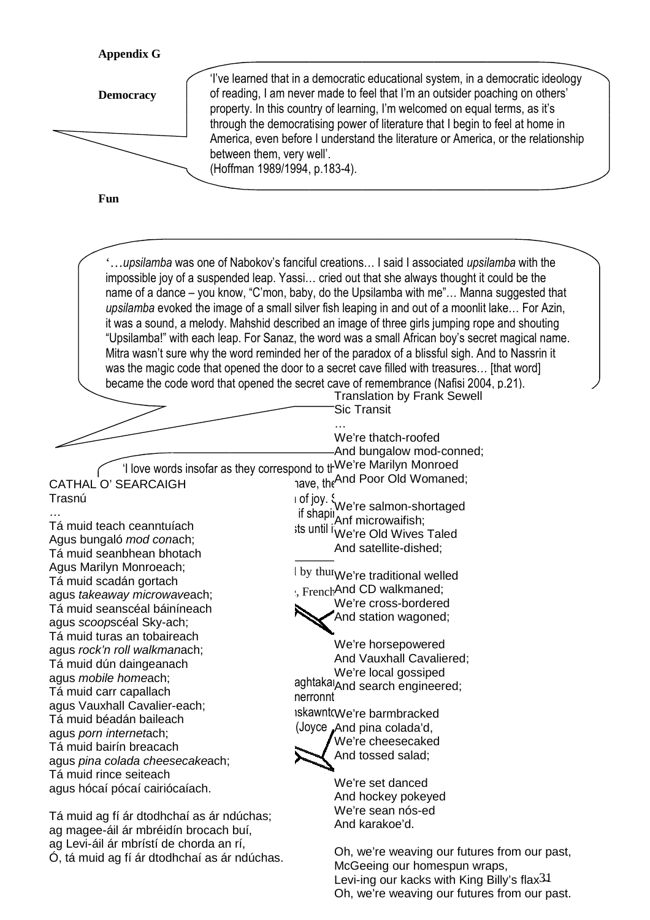**Appendix G**

**Democracy**

'I've learned that in a democratic educational system, in a democratic ideology of reading, I am never made to feel that I'm an outsider poaching on others' property. In this country of learning, I'm welcomed on equal terms, as it's through the democratising power of literature that I begin to feel at home in America, even before I understand the literature or America, or the relationship between them, very well'.
(Hoffman 1989/1994, p.183-4).

**Fun**

'…*upsilamba* was one of Nabokov's fanciful creations… I said I associated *upsilamba* with the impossible joy of a suspended leap. Yassi… cried out that she always thought it could be the name of a dance – you know, "C'mon, baby, do the Upsilamba with me"… Manna suggested that *upsilamba* evoked the image of a small silver fish leaping in and out of a moonlit lake… For Azin, it was a sound, a melody. Mahshid described an image of three girls jumping rope and shouting "Upsilamba!" with each leap. For Sanaz, the word was a small African boy's secret magical name. Mitra wasn't sure why the word reminded her of the paradox of a blissful sigh. And to Nassrin it was the magic code that opened the door to a secret cave filled with treasures… [that word] became the code word that opened the secret cave of remembrance (Nafisi 2004, p.21).

'I love words insofar as they correspond to th… …ave, the… …of joy. … if shapi… …sts until i…

…l by thun… …, French…

…aghtakar… …nerronnt… …nskawnto… (Joyce…

CATHAL O' SEARCAIGH
Trasnú
…
Tá muid teach ceanntuíach
Agus bungaló *mod con*ach;
Tá muid seanbhean bhotach
Agus Marilyn Monroeach;
Tá muid scadán gortach
agus *takeaway microwave*ach;
Tá muid seanscéal báiníneach
agus *scoop*scéal Sky-ach;
Tá muid turas an tobaireach
agus *rock'n roll walkman*ach;
Tá muid dún daingeanach
agus *mobile home*ach;
Tá muid carr capallach
agus Vauxhall Cavalier-each;
Tá muid béadán baileach
agus *porn internet*ach;
Tá muid bairín breacach
agus *pina colada cheesecake*ach;
Tá muid rince seiteach
agus hócaí pócaí cairiócaíach.

Tá muid ag fí ár dtodhchaí as ár ndúchas;
ag magee-áil ár mbréidín brocach buí,
ag Levi-áil ár mbrístí de chorda an rí,
Ó, tá muid ag fí ár dtodhchaí as ár ndúchas.

Translation by Frank Sewell
Sic Transit
…
We're thatch-roofed
And bungalow mod-conned;
We're Marilyn Monroed
And Poor Old Womaned;

We're salmon-shortaged
Anf microwaifish;
We're Old Wives Taled
And satellite-dished;

We're traditional welled
And CD walkmaned;
We're cross-bordered
And station wagoned;

We're horsepowered
And Vauxhall Cavaliered;
We're local gossiped
And search engineered;

We're barmbracked
And pina colada'd,
We're cheesecaked
And tossed salad;

We're set danced
And hockey pokeyed
We're sean nós-ed
And karakoe'd.

Oh, we're weaving our futures from our past,
McGeeing our homespun wraps,
Levi-ing our kacks with King Billy's flax
Oh, we're weaving our futures from our past.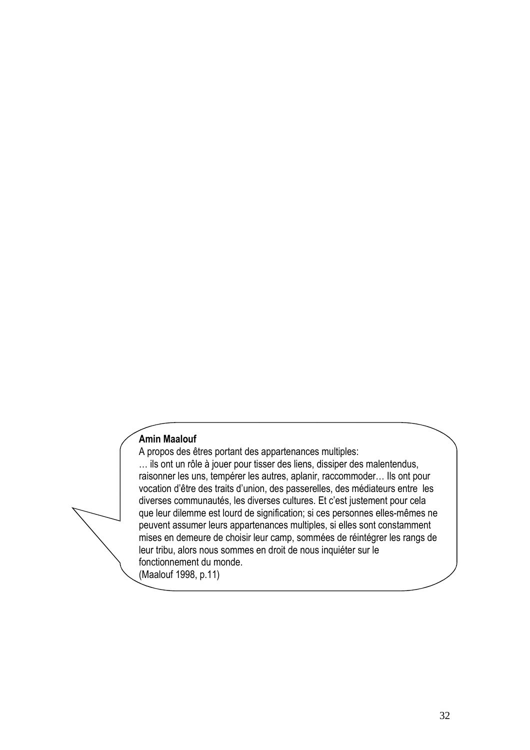**Amin Maalouf**

A propos des êtres portant des appartenances multiples:

… ils ont un rôle à jouer pour tisser des liens, dissiper des malentendus, raisonner les uns, tempérer les autres, aplanir, raccommoder… Ils ont pour vocation d'être des traits d'union, des passerelles, des médiateurs entre les diverses communautés, les diverses cultures. Et c'est justement pour cela que leur dilemme est lourd de signification; si ces personnes elles-mêmes ne peuvent assumer leurs appartenances multiples, si elles sont constamment mises en demeure de choisir leur camp, sommées de réintégrer les rangs de leur tribu, alors nous sommes en droit de nous inquiéter sur le fonctionnement du monde.

(Maalouf 1998, p.11)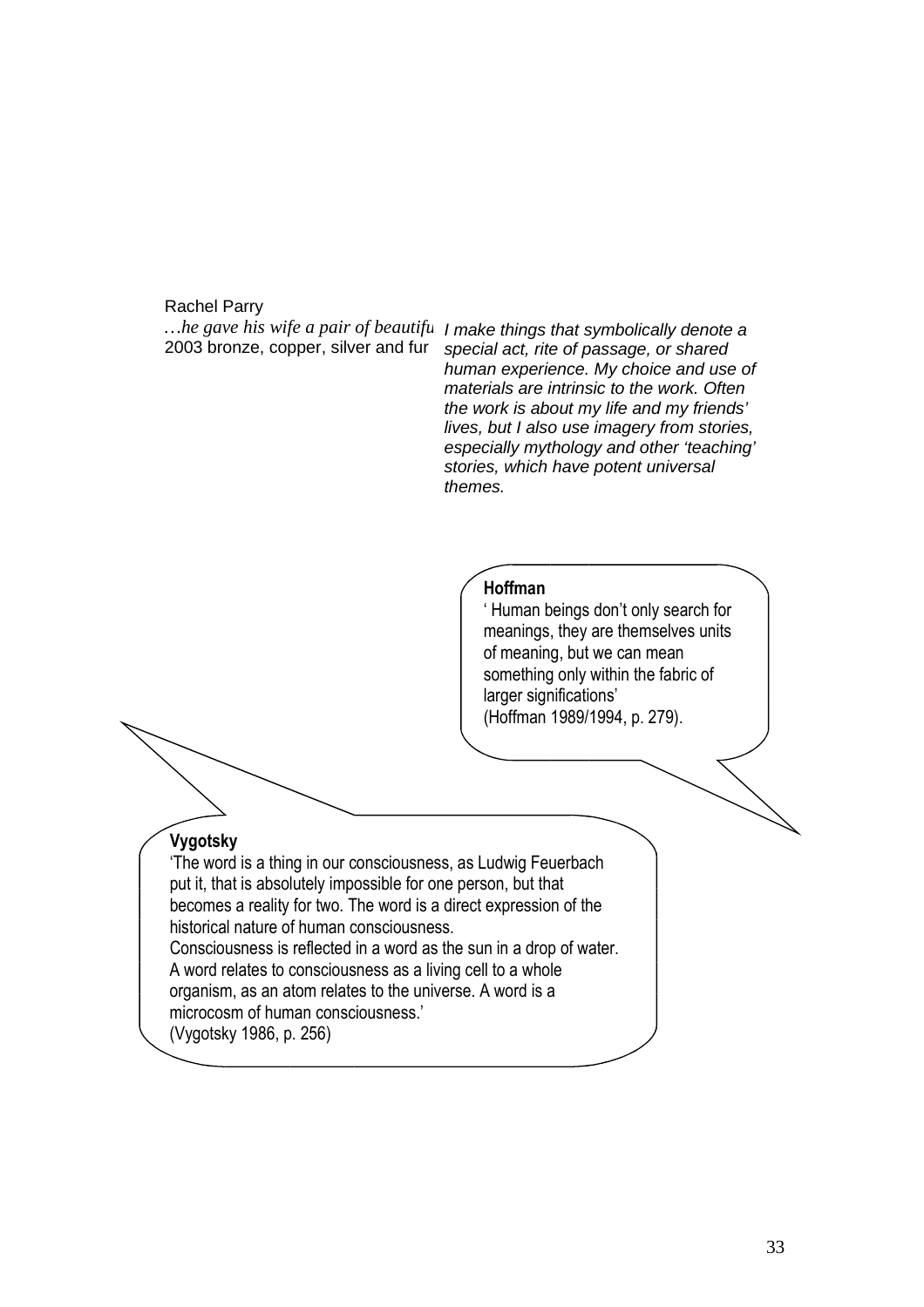Rachel Parry

*…he gave his wife a pair of beautifu*

2003 bronze, copper, silver and fur

*I make things that symbolically denote a special act, rite of passage, or shared human experience. My choice and use of materials are intrinsic to the work. Often the work is about my life and my friends' lives, but I also use imagery from stories, especially mythology and other 'teaching' stories, which have potent universal themes.*

**Hoffman**

' Human beings don't only search for meanings, they are themselves units of meaning, but we can mean something only within the fabric of larger significations'
(Hoffman 1989/1994, p. 279).

**Vygotsky**

'The word is a thing in our consciousness, as Ludwig Feuerbach put it, that is absolutely impossible for one person, but that becomes a reality for two. The word is a direct expression of the historical nature of human consciousness.
Consciousness is reflected in a word as the sun in a drop of water. A word relates to consciousness as a living cell to a whole organism, as an atom relates to the universe. A word is a microcosm of human consciousness.'
(Vygotsky 1986, p. 256)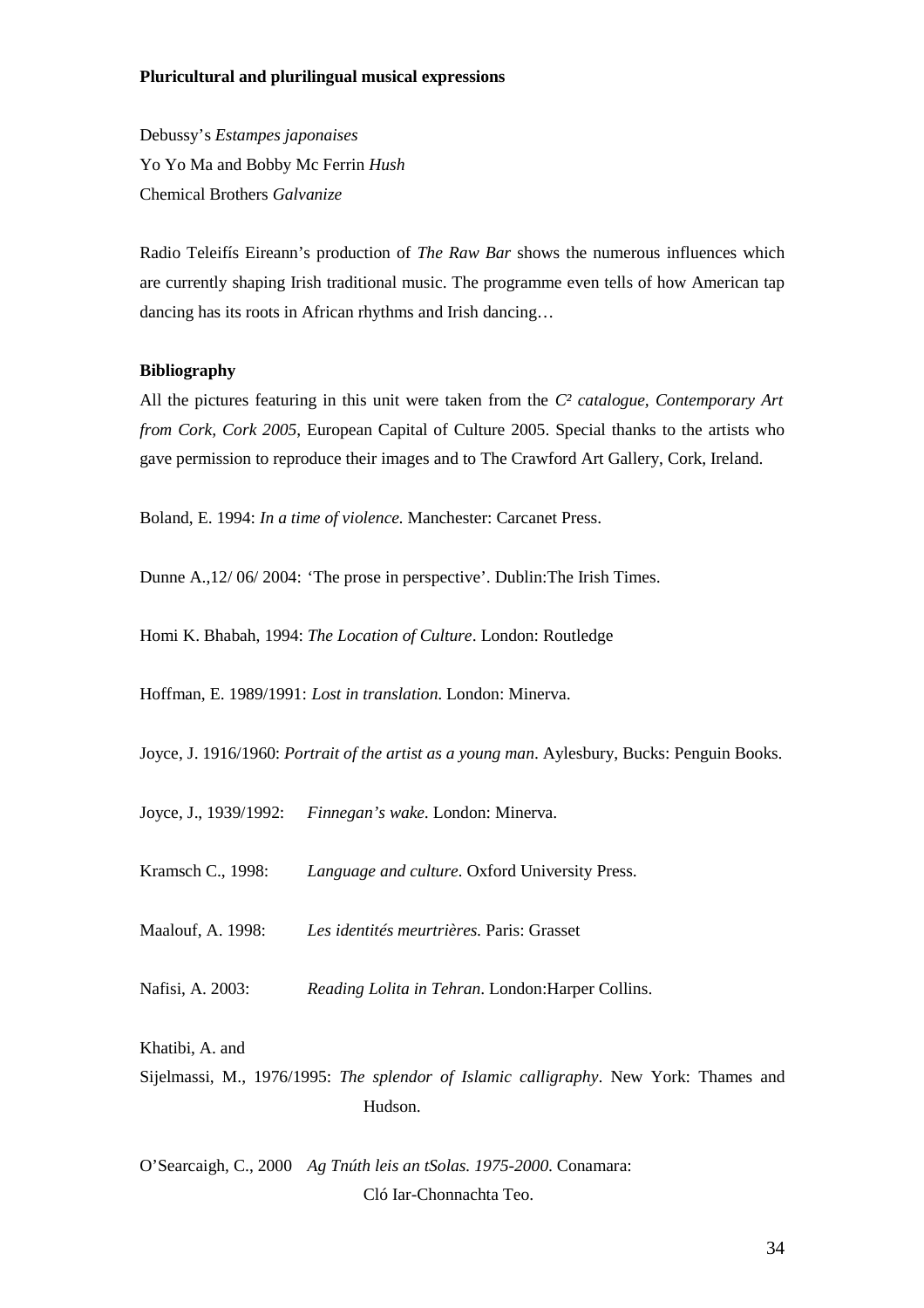**Pluricultural and plurilingual musical expressions**

Debussy's *Estampes japonaises*
Yo Yo Ma and Bobby Mc Ferrin *Hush*
Chemical Brothers *Galvanize*

Radio Teleifís Eireann's production of *The Raw Bar* shows the numerous influences which are currently shaping Irish traditional music. The programme even tells of how American tap dancing has its roots in African rhythms and Irish dancing…

**Bibliography**

All the pictures featuring in this unit were taken from the *C² catalogue, Contemporary Art from Cork, Cork 2005*, European Capital of Culture 2005. Special thanks to the artists who gave permission to reproduce their images and to The Crawford Art Gallery, Cork, Ireland.

Boland, E. 1994: *In a time of violence.* Manchester: Carcanet Press.

Dunne A.,12/ 06/ 2004: 'The prose in perspective'. Dublin:The Irish Times.

Homi K. Bhabah, 1994: *The Location of Culture*. London: Routledge

Hoffman, E. 1989/1991: *Lost in translation*. London: Minerva.

Joyce, J. 1916/1960: *Portrait of the artist as a young man*. Aylesbury, Bucks: Penguin Books.

Joyce, J., 1939/1992: *Finnegan's wake*. London: Minerva.

Kramsch C., 1998: *Language and culture*. Oxford University Press.

Maalouf, A. 1998: *Les identités meurtrières.* Paris: Grasset

Nafisi, A. 2003: *Reading Lolita in Tehran*. London:Harper Collins.

Khatibi, A. and Sijelmassi, M., 1976/1995: *The splendor of Islamic calligraphy*. New York: Thames and Hudson.

O'Searcaigh, C., 2000 *Ag Tnúth leis an tSolas. 1975-2000*. Conamara: Cló Iar-Chonnachta Teo.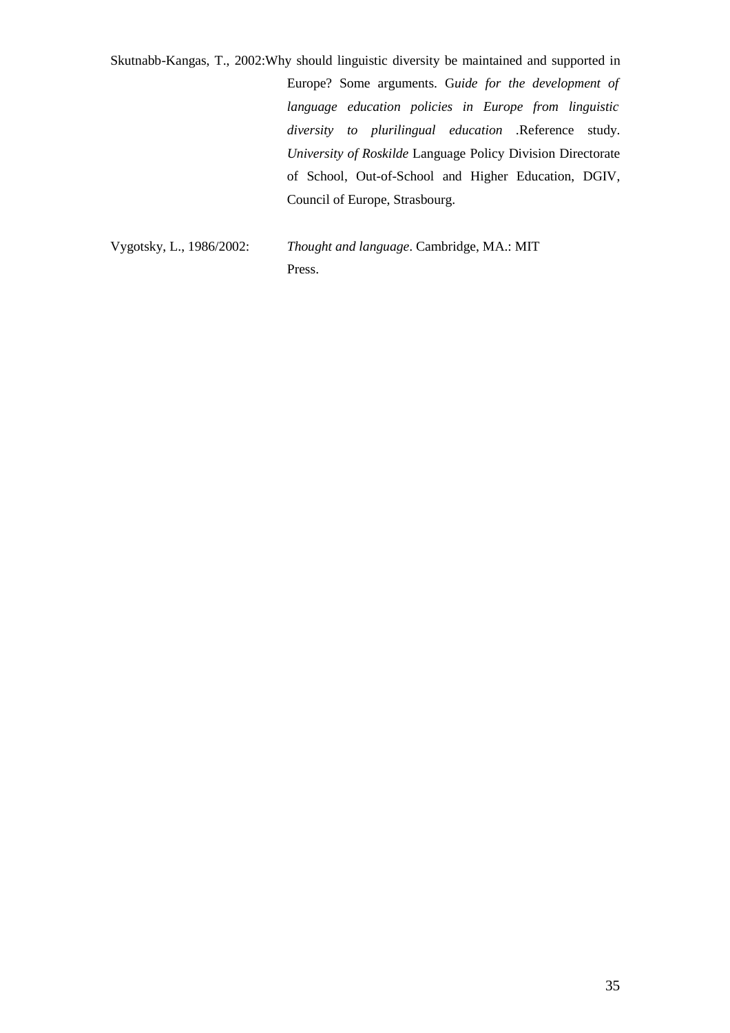Skutnabb-Kangas, T., 2002:Why should linguistic diversity be maintained and supported in Europe? Some arguments. G*uide for the development of language education policies in Europe from linguistic diversity to plurilingual education* .Reference study. *University of Roskilde* Language Policy Division Directorate of School, Out-of-School and Higher Education, DGIV, Council of Europe, Strasbourg.

Vygotsky, L., 1986/2002: *Thought and language*. Cambridge, MA.: MIT Press.